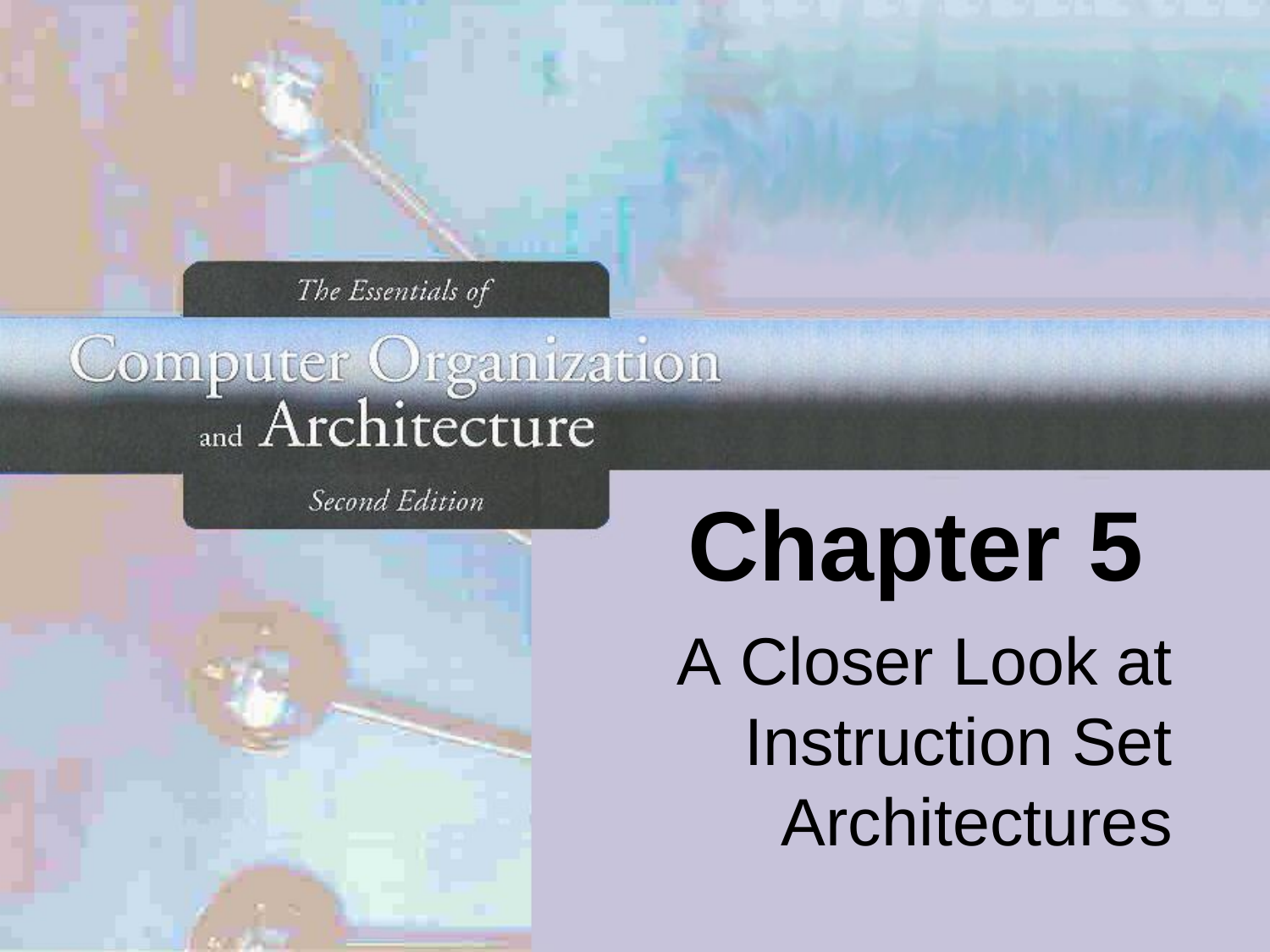The Essentials of

Computer Organization and Architecture

Second Edition

# Chapter 5

A Closer Look at Instruction Set Architectures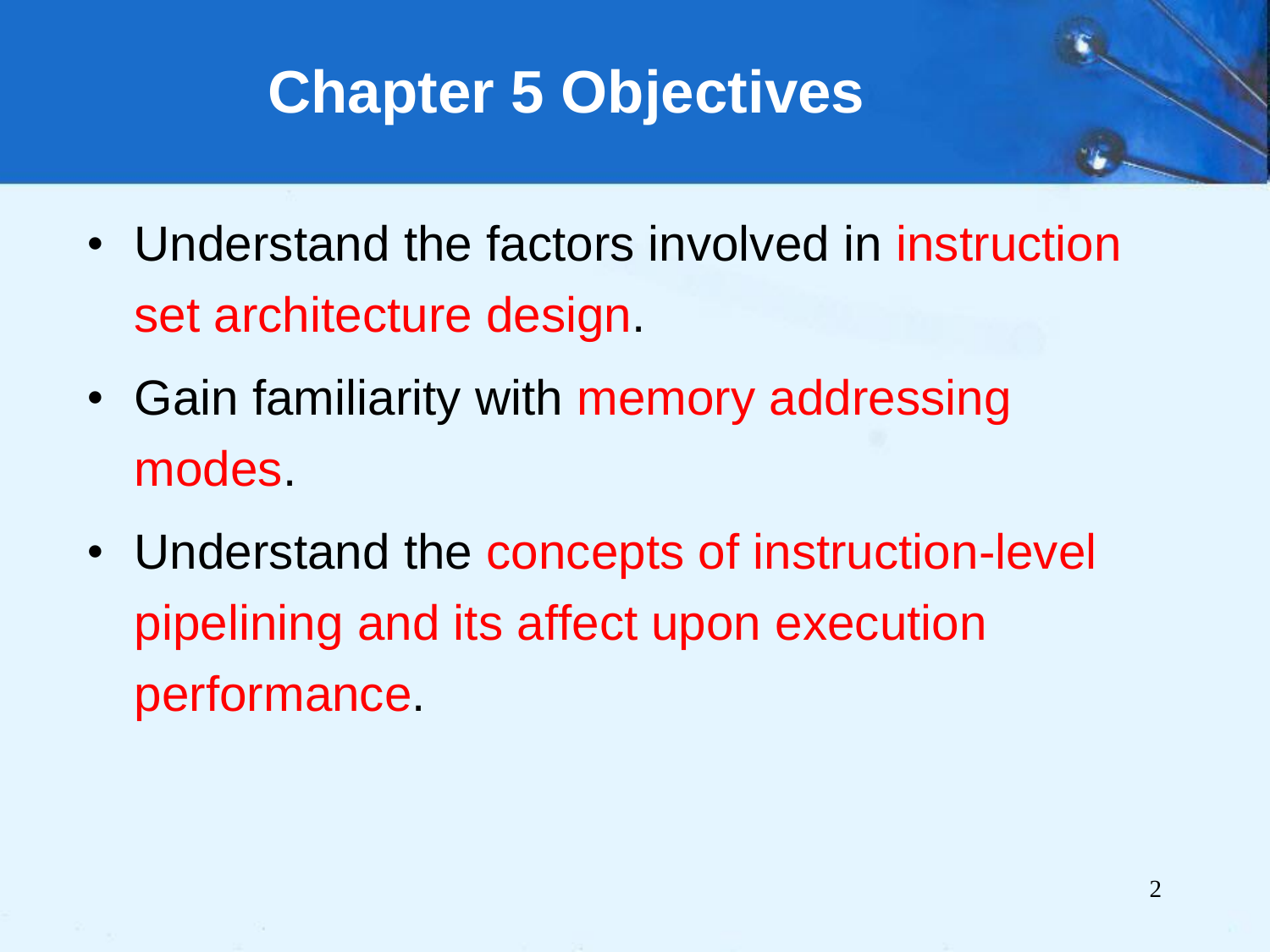# Chapter 5 Objectives

- Understand the factors involved in instruction set architecture design.
- Gain familiarity with memory addressing modes.
- Understand the concepts of instruction-level pipelining and its affect upon execution performance.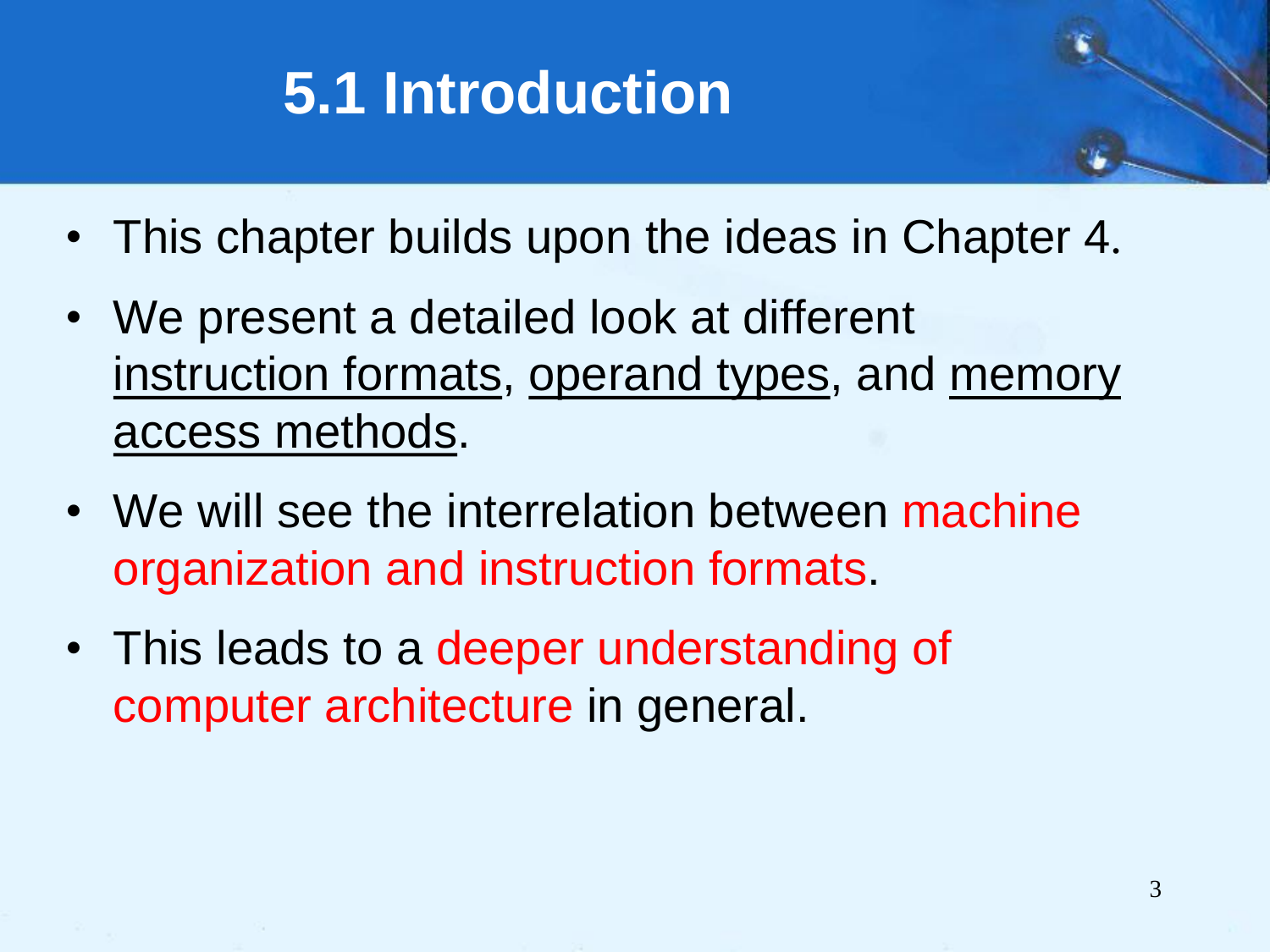# 5.1 Introduction

- This chapter builds upon the ideas in Chapter 4.
- We present a detailed look at different instruction formats, operand types, and memory access methods.
- We will see the interrelation between machine organization and instruction formats.
- This leads to a deeper understanding of computer architecture in general.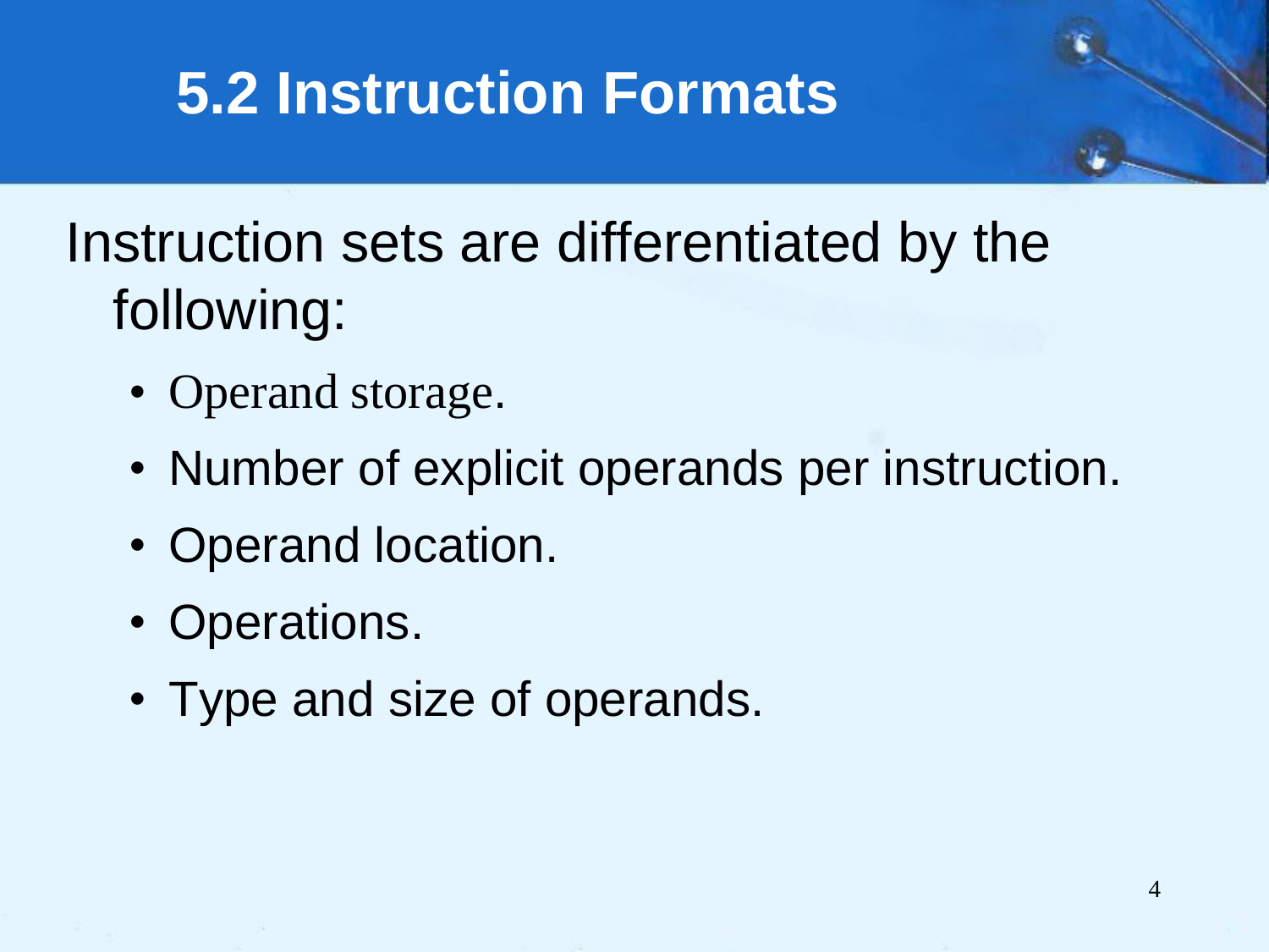# 5.2 Instruction Formats

Instruction sets are differentiated by the following:

- Operand storage.
- Number of explicit operands per instruction.
- Operand location.
- Operations.
- Type and size of operands.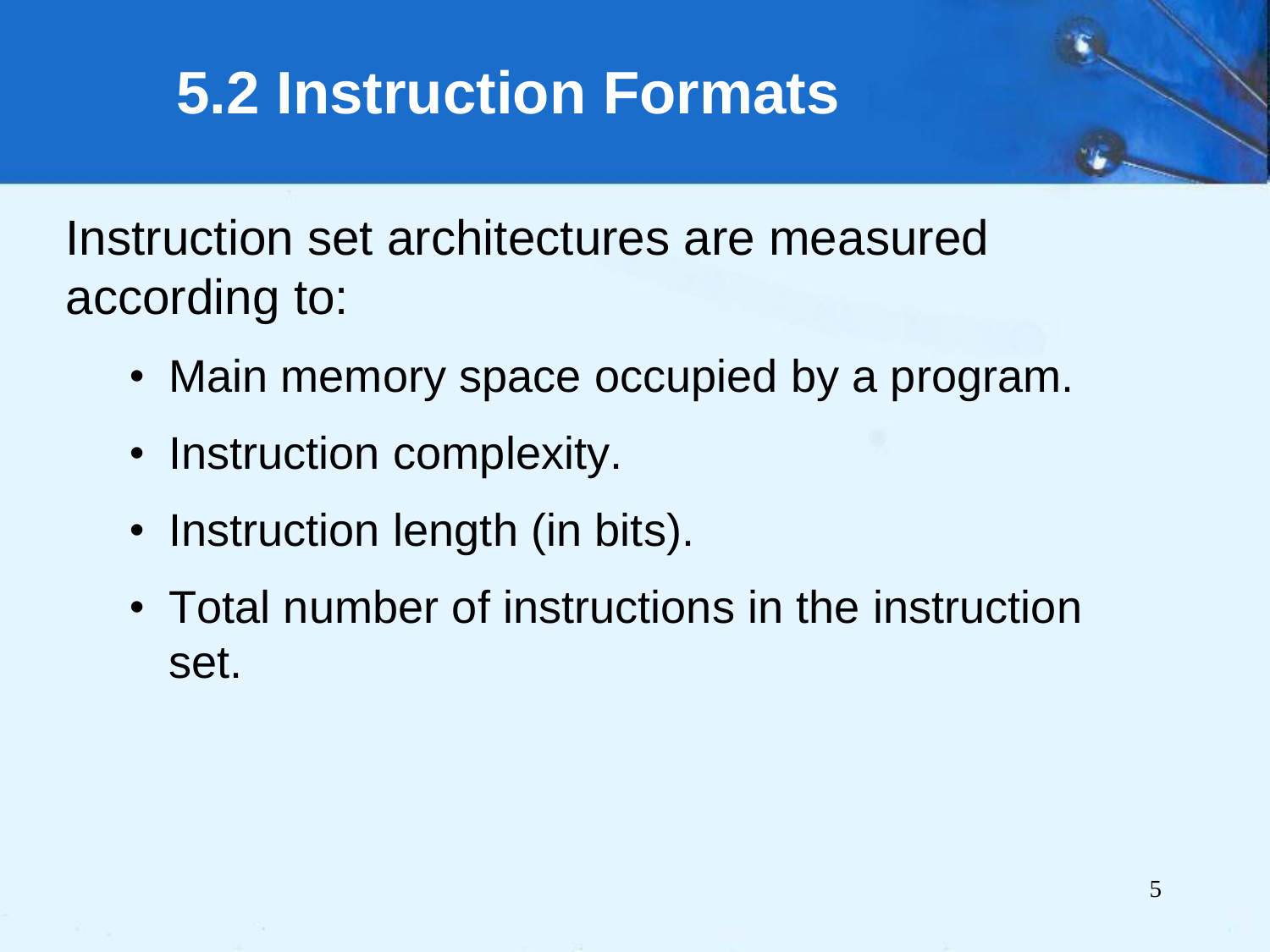# 5.2 Instruction Formats

Instruction set architectures are measured according to:

- Main memory space occupied by a program.
- Instruction complexity.
- Instruction length (in bits).
- Total number of instructions in the instruction set.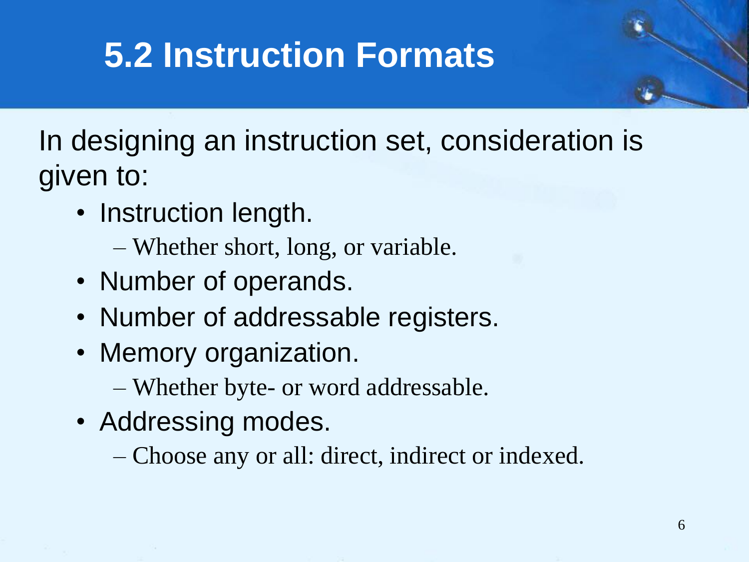# 5.2 Instruction Formats

In designing an instruction set, consideration is given to:

- Instruction length.
  - Whether short, long, or variable.
- Number of operands.
- Number of addressable registers.
- Memory organization.
  - Whether byte- or word addressable.
- Addressing modes.
  - Choose any or all: direct, indirect or indexed.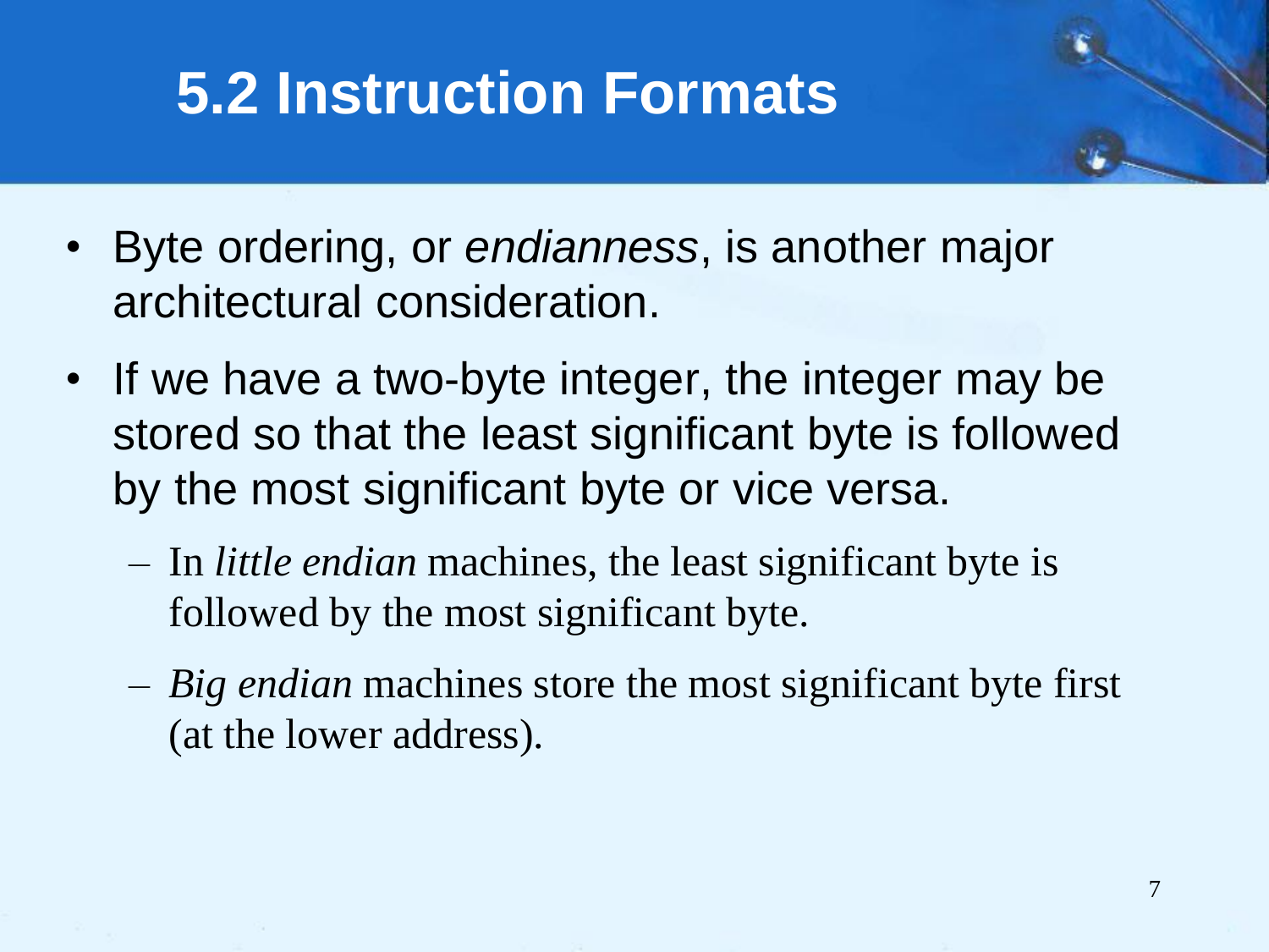# 5.2 Instruction Formats

- Byte ordering, or *endianness*, is another major architectural consideration.
- If we have a two-byte integer, the integer may be stored so that the least significant byte is followed by the most significant byte or vice versa.
  - In *little endian* machines, the least significant byte is followed by the most significant byte.
  - *Big endian* machines store the most significant byte first (at the lower address).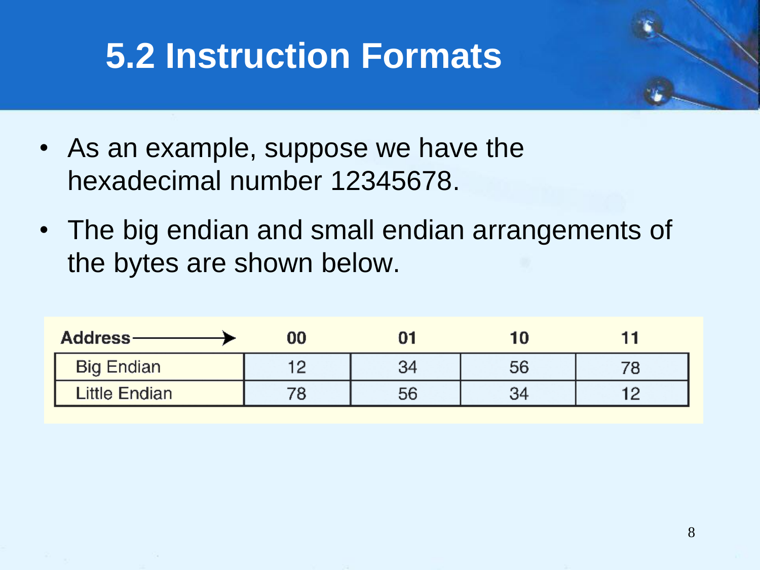# 5.2 Instruction Formats

- As an example, suppose we have the hexadecimal number 12345678.
- The big endian and small endian arrangements of the bytes are shown below.

| Address → | 00 | 01 | 10 | 11 |
|---|---|---|---|---|
| Big Endian | 12 | 34 | 56 | 78 |
| Little Endian | 78 | 56 | 34 | 12 |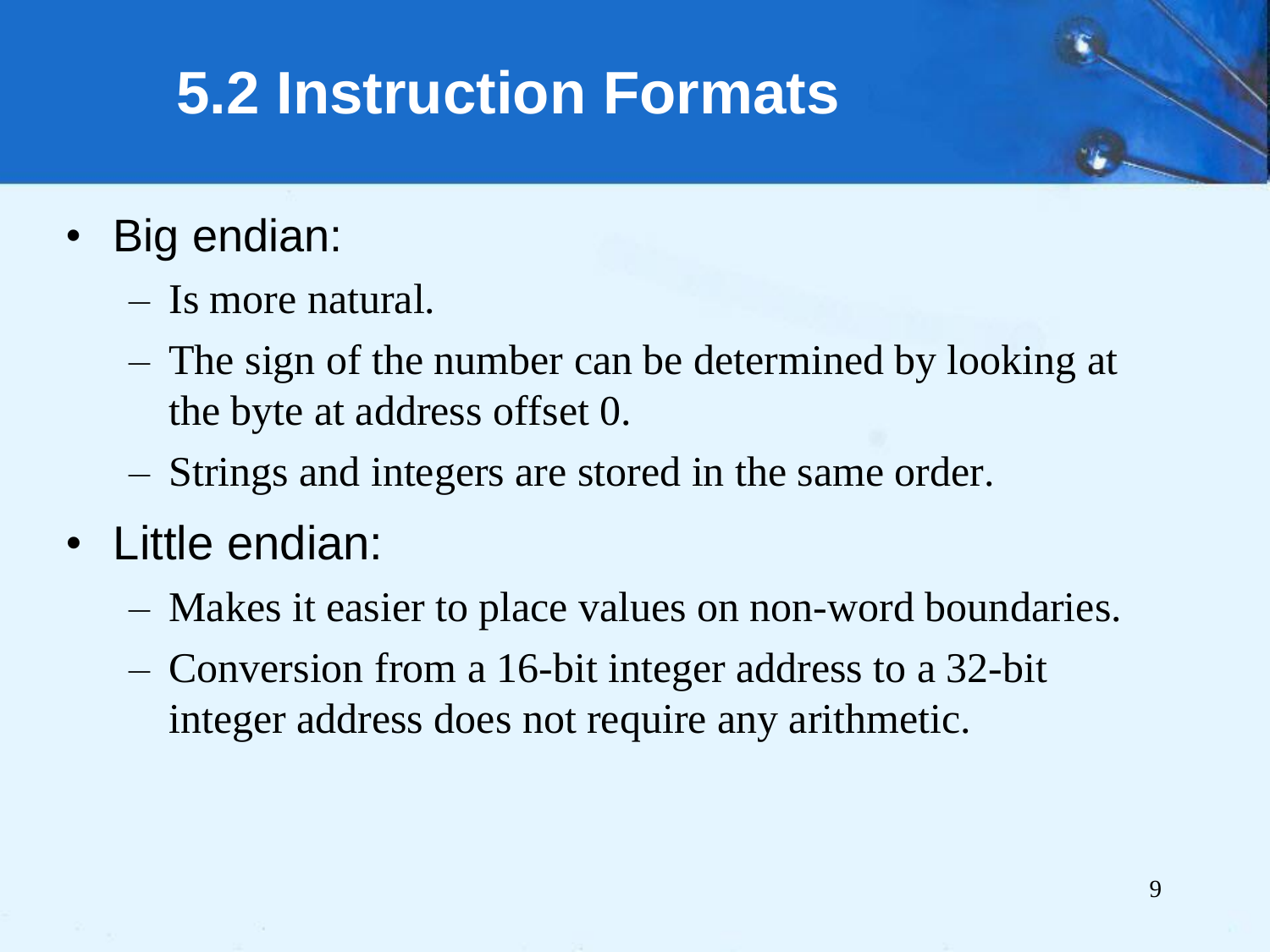# 5.2 Instruction Formats

- Big endian:
  - Is more natural.
  - The sign of the number can be determined by looking at the byte at address offset 0.
  - Strings and integers are stored in the same order.
- Little endian:
  - Makes it easier to place values on non-word boundaries.
  - Conversion from a 16-bit integer address to a 32-bit integer address does not require any arithmetic.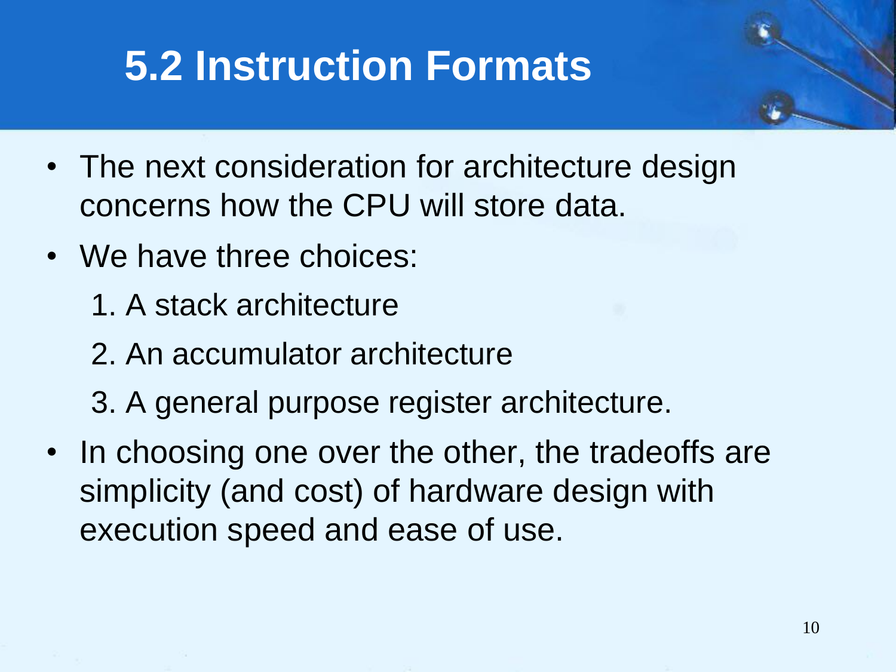# 5.2 Instruction Formats

- The next consideration for architecture design concerns how the CPU will store data.
- We have three choices:
  1. A stack architecture
  2. An accumulator architecture
  3. A general purpose register architecture.
- In choosing one over the other, the tradeoffs are simplicity (and cost) of hardware design with execution speed and ease of use.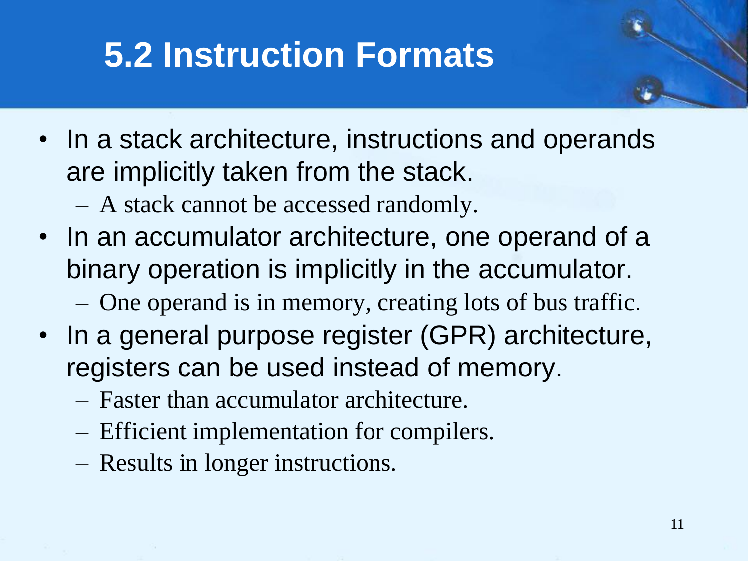# 5.2 Instruction Formats

- In a stack architecture, instructions and operands are implicitly taken from the stack.
  - A stack cannot be accessed randomly.
- In an accumulator architecture, one operand of a binary operation is implicitly in the accumulator.
  - One operand is in memory, creating lots of bus traffic.
- In a general purpose register (GPR) architecture, registers can be used instead of memory.
  - Faster than accumulator architecture.
  - Efficient implementation for compilers.
  - Results in longer instructions.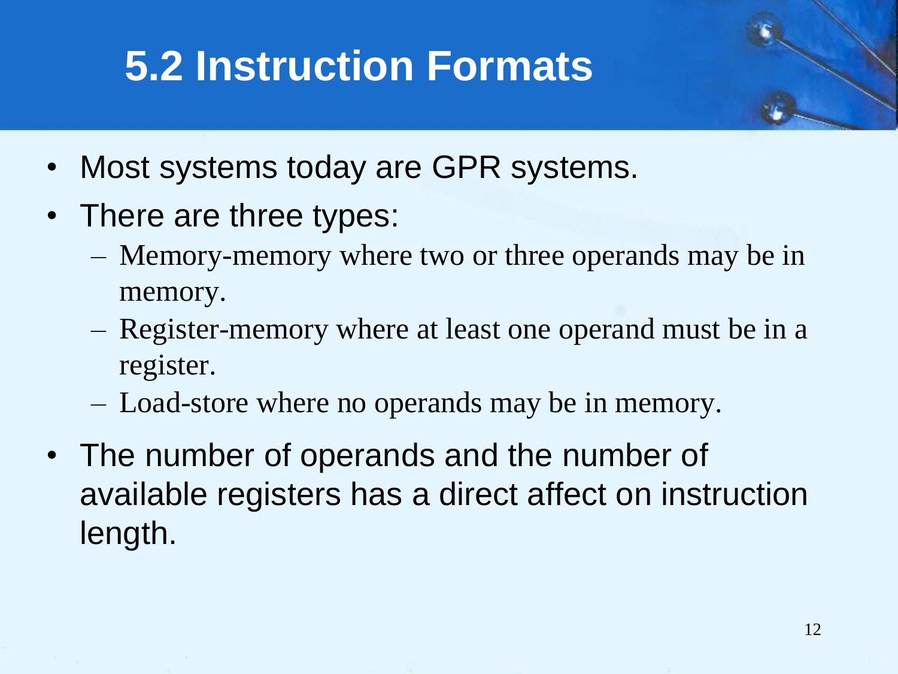# 5.2 Instruction Formats

- Most systems today are GPR systems.
- There are three types:
  - Memory-memory where two or three operands may be in memory.
  - Register-memory where at least one operand must be in a register.
  - Load-store where no operands may be in memory.
- The number of operands and the number of available registers has a direct affect on instruction length.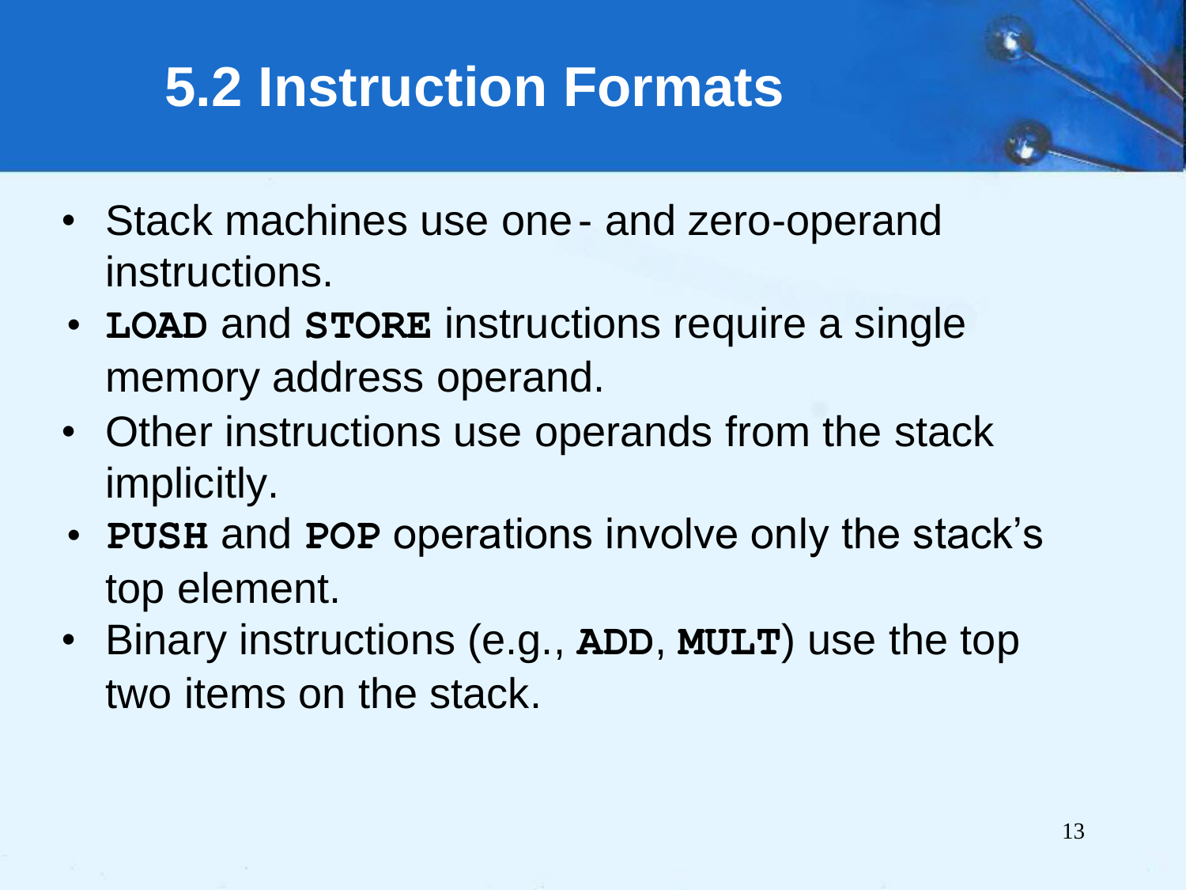# 5.2 Instruction Formats

- Stack machines use one- and zero-operand instructions.
- **LOAD** and **STORE** instructions require a single memory address operand.
- Other instructions use operands from the stack implicitly.
- **PUSH** and **POP** operations involve only the stack's top element.
- Binary instructions (e.g., **ADD**, **MULT**) use the top two items on the stack.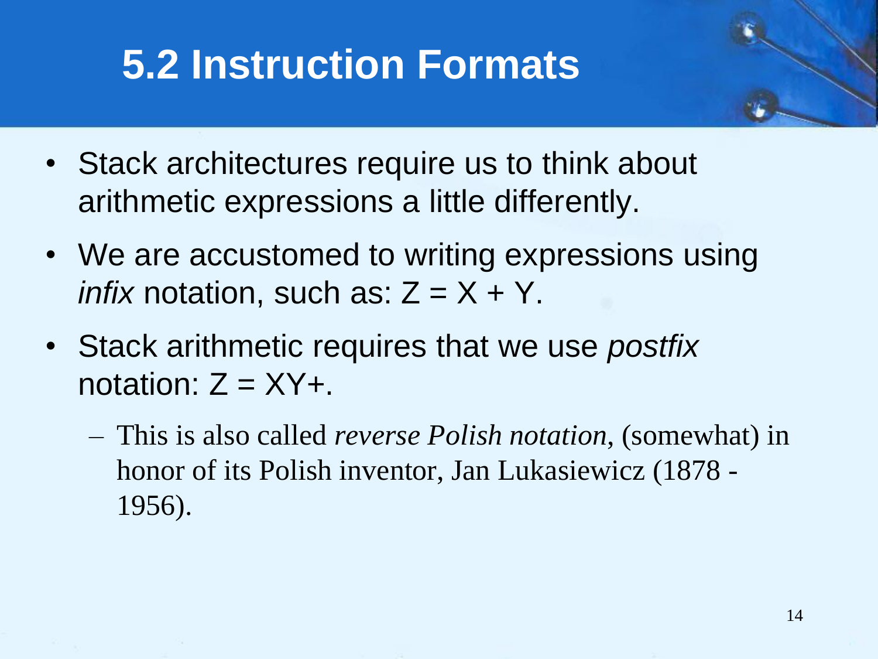# 5.2 Instruction Formats

- Stack architectures require us to think about arithmetic expressions a little differently.
- We are accustomed to writing expressions using *infix* notation, such as: Z = X + Y.
- Stack arithmetic requires that we use *postfix* notation: Z = XY+.
  - This is also called *reverse Polish notation*, (somewhat) in honor of its Polish inventor, Jan Lukasiewicz (1878 - 1956).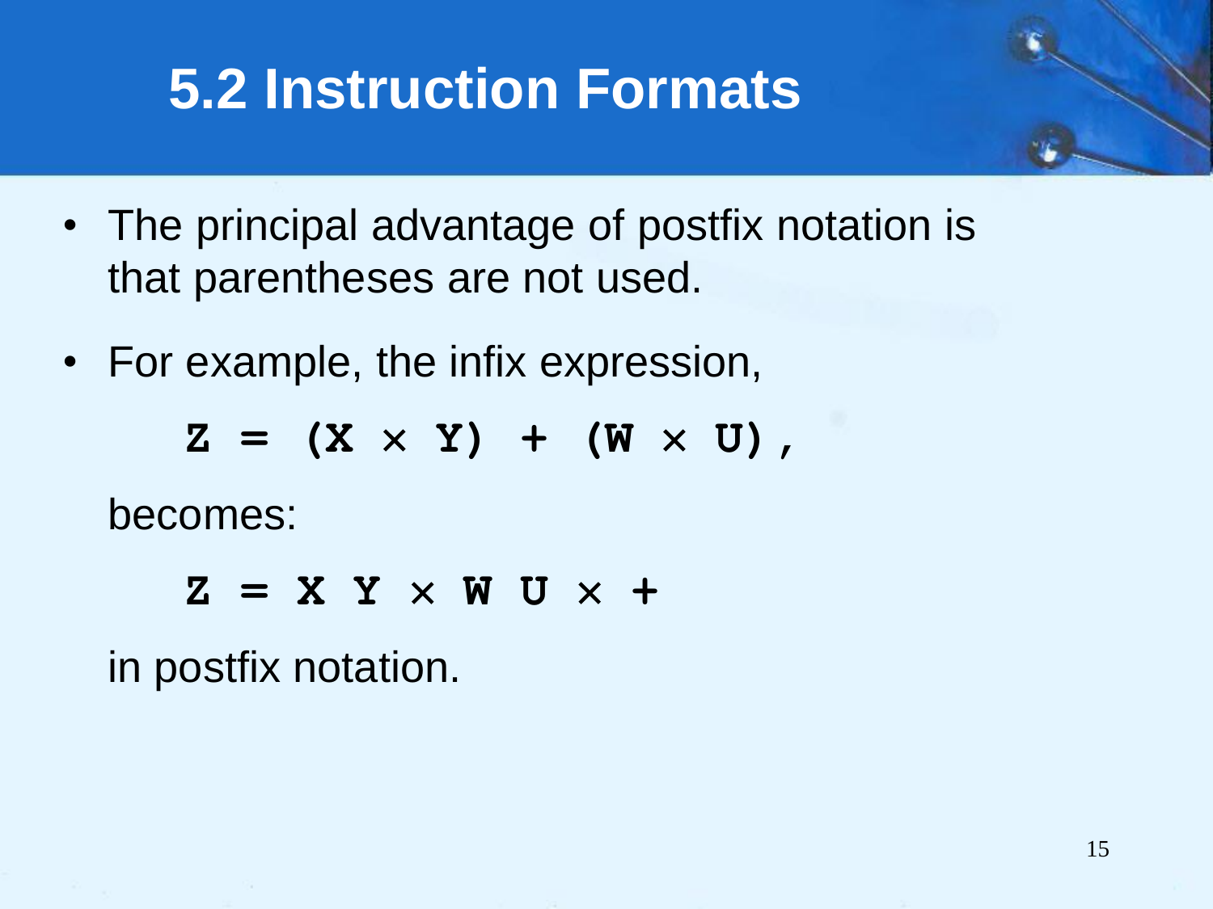# 5.2 Instruction Formats

- The principal advantage of postfix notation is that parentheses are not used.
- For example, the infix expression,

  **Z = (X × Y) + (W × U),**

  becomes:

  **Z = X Y × W U × +**

  in postfix notation.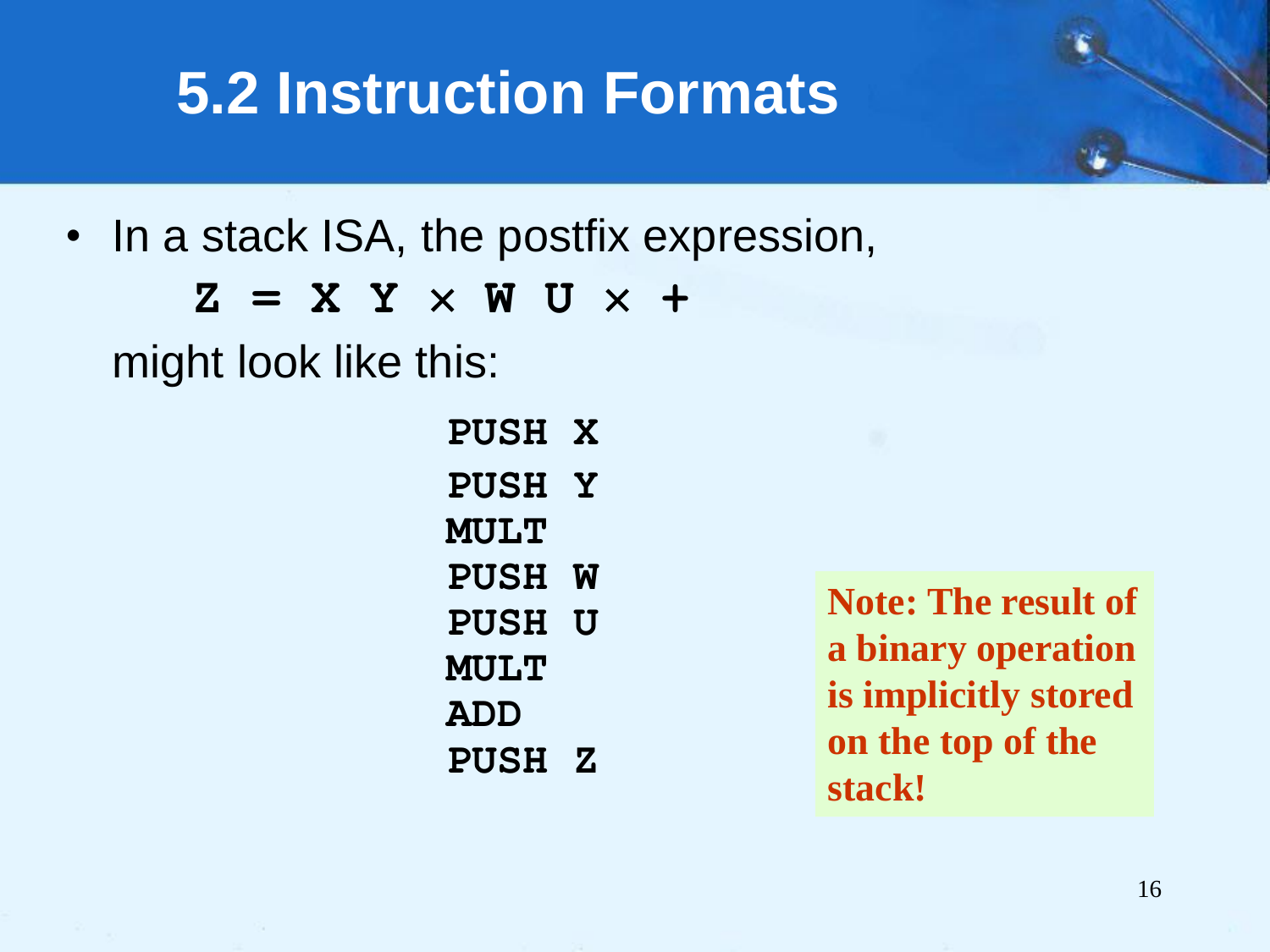# 5.2 Instruction Formats

- In a stack ISA, the postfix expression,

  **Z = X Y × W U × +**

  might look like this:

```
PUSH X
PUSH Y
MULT
PUSH W
PUSH U
MULT
ADD
PUSH Z
```

**Note: The result of a binary operation is implicitly stored on the top of the stack!**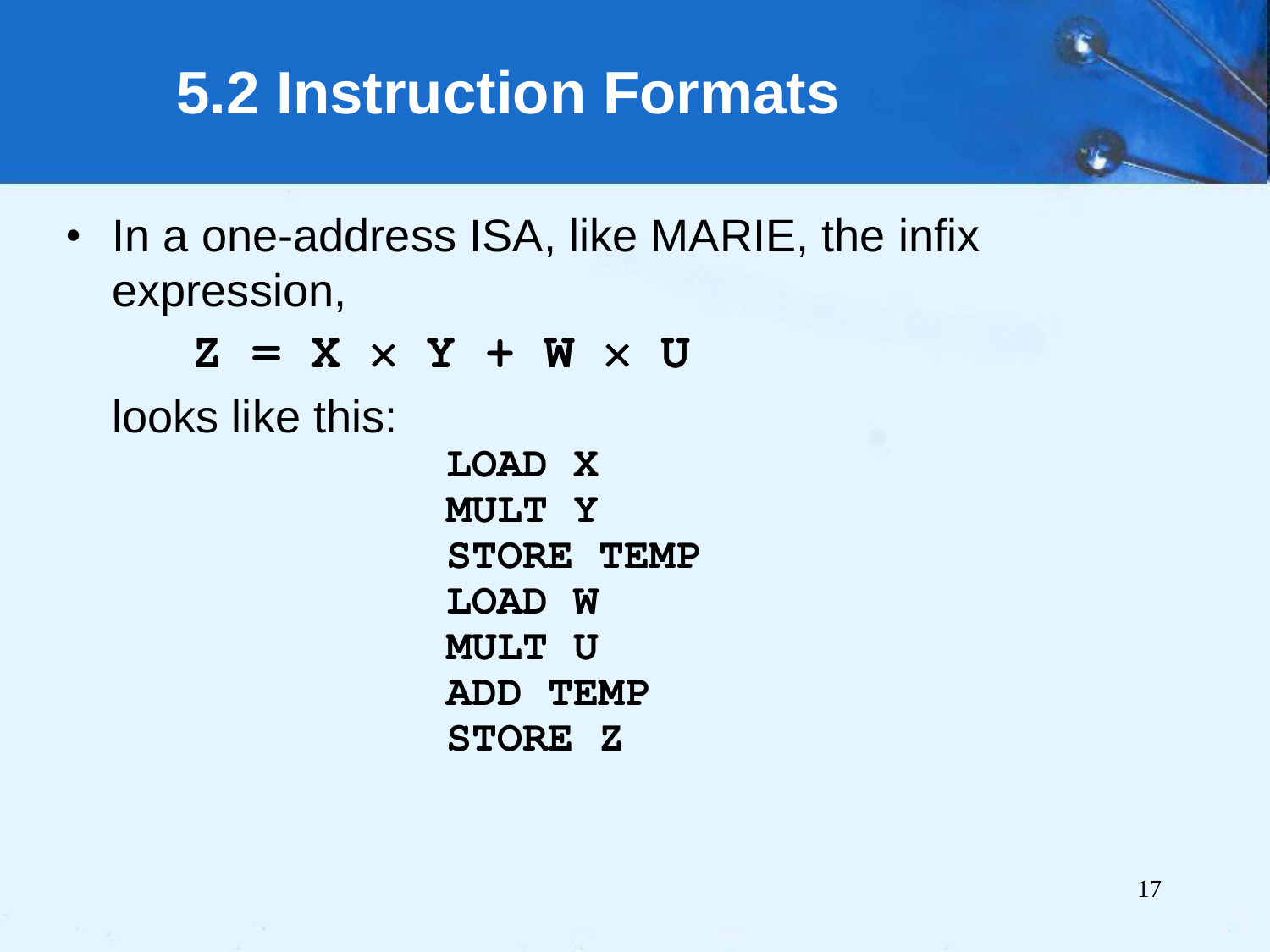# 5.2 Instruction Formats

- In a one-address ISA, like MARIE, the infix expression,

  $$Z = X \times Y + W \times U$$

  looks like this:

```
LOAD X
MULT Y
STORE TEMP
LOAD W
MULT U
ADD TEMP
STORE Z
```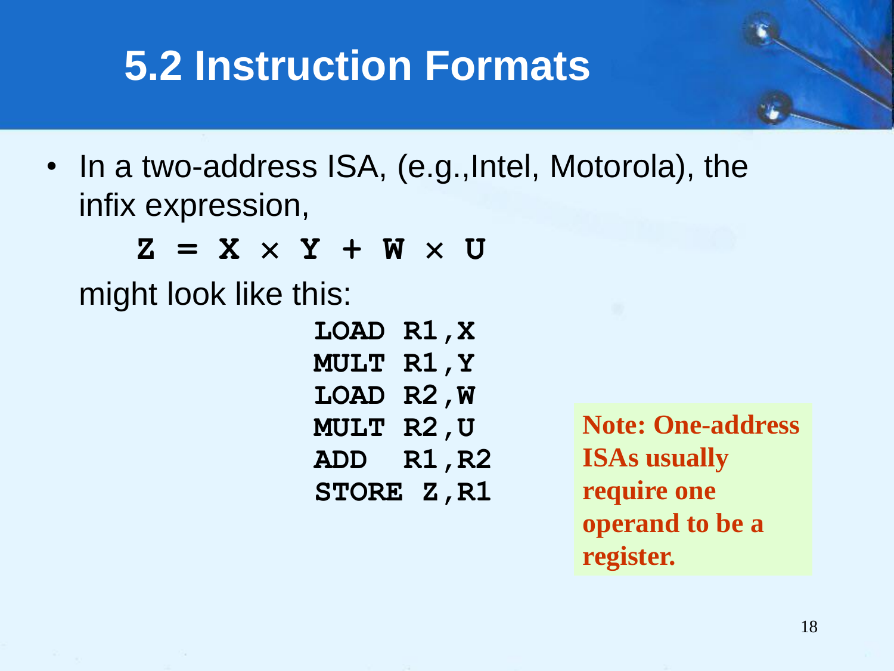# 5.2 Instruction Formats

- In a two-address ISA, (e.g.,Intel, Motorola), the infix expression,

$$Z = X \times Y + W \times U$$

might look like this:

```
LOAD  R1,X
MULT  R1,Y
LOAD  R2,W
MULT  R2,U
ADD   R1,R2
STORE Z,R1
```

**Note: One-address ISAs usually require one operand to be a register.**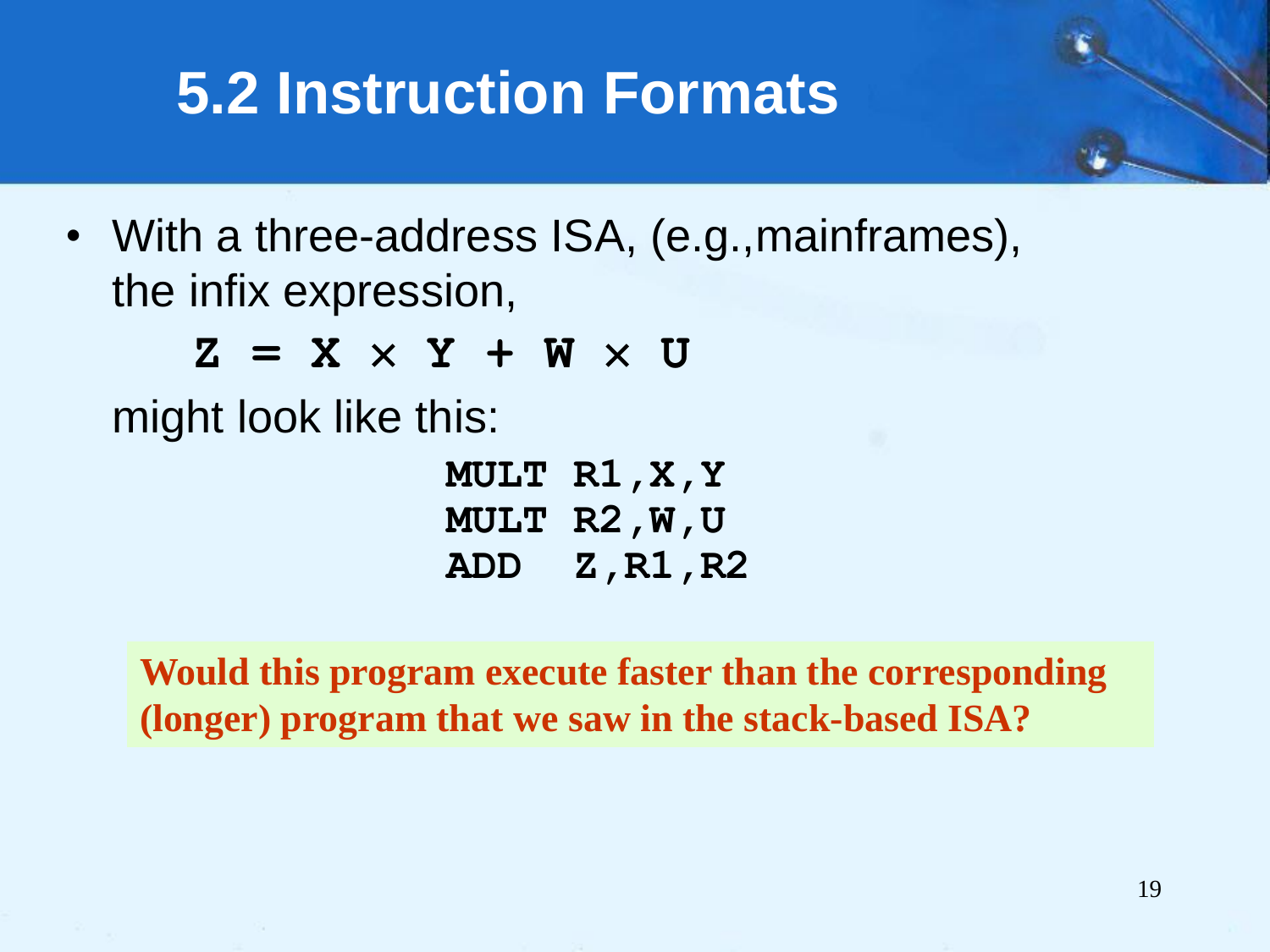# 5.2 Instruction Formats

- With a three-address ISA, (e.g.,mainframes), the infix expression,

  $$Z = X \times Y + W \times U$$

  might look like this:

```
MULT R1,X,Y
MULT R2,W,U
ADD  Z,R1,R2
```

**Would this program execute faster than the corresponding (longer) program that we saw in the stack-based ISA?**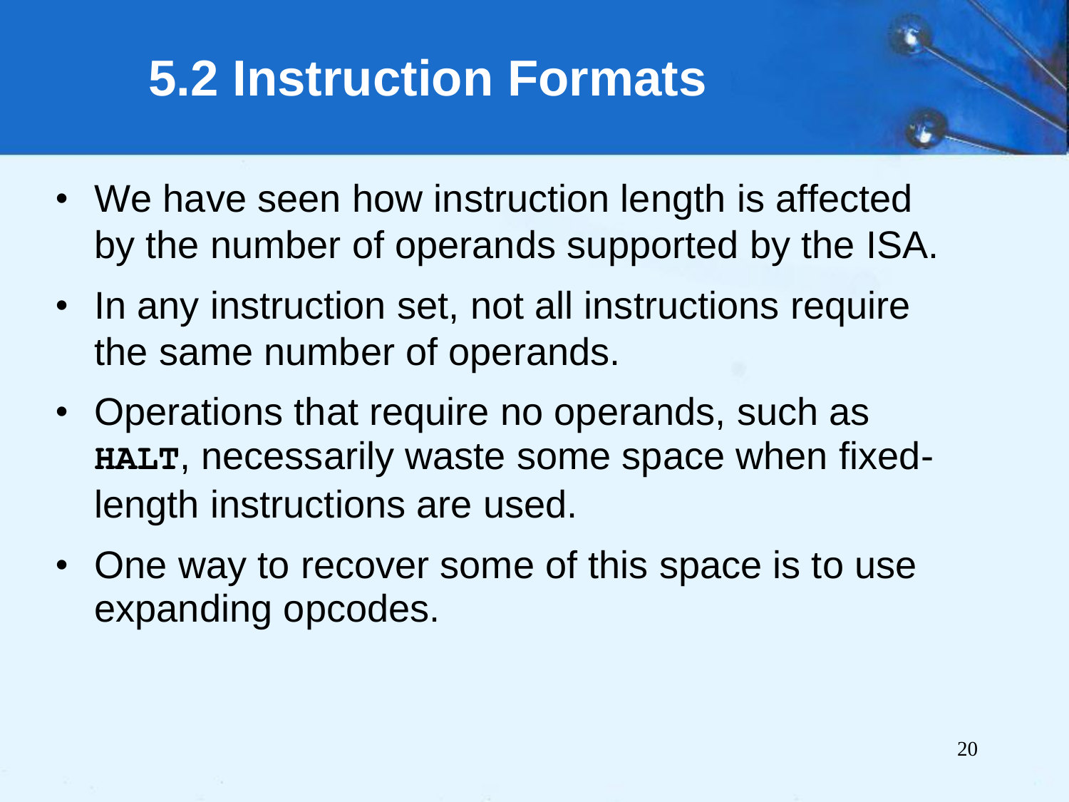# 5.2 Instruction Formats

- We have seen how instruction length is affected by the number of operands supported by the ISA.
- In any instruction set, not all instructions require the same number of operands.
- Operations that require no operands, such as **`HALT`**, necessarily waste some space when fixed-length instructions are used.
- One way to recover some of this space is to use expanding opcodes.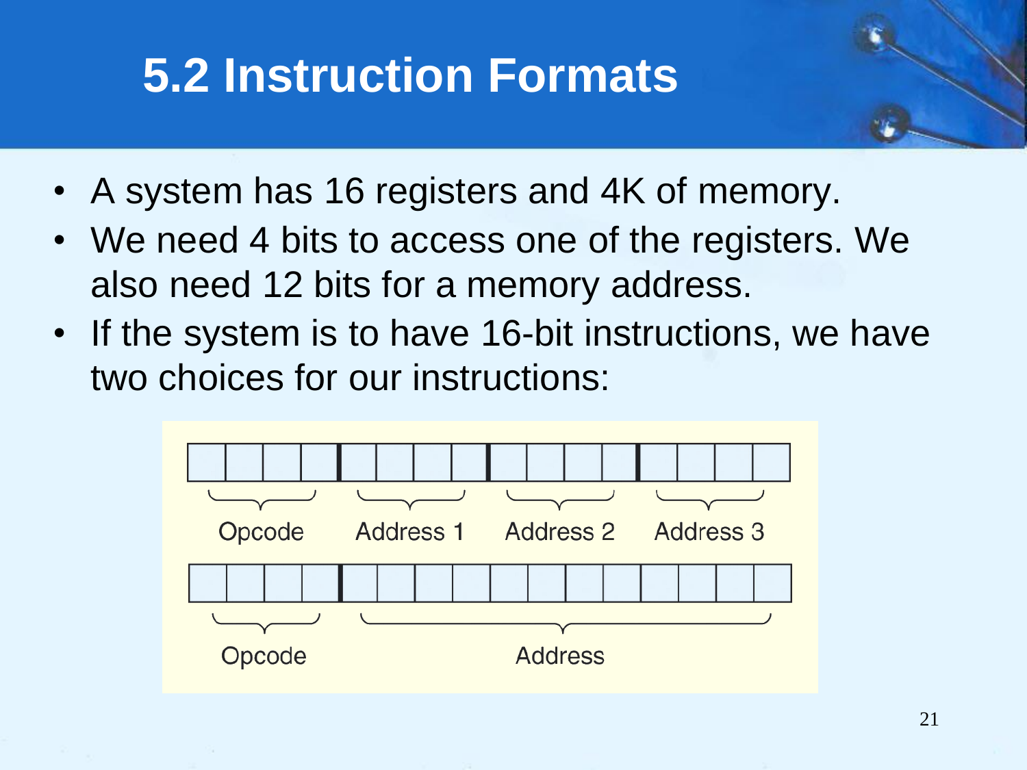# 5.2 Instruction Formats

- A system has 16 registers and 4K of memory.
- We need 4 bits to access one of the registers. We also need 12 bits for a memory address.
- If the system is to have 16-bit instructions, we have two choices for our instructions:

| Opcode | Address 1 | Address 2 | Address 3 |
| --- | --- | --- | --- |
| 4 bits | 4 bits | 4 bits | 4 bits |

| Opcode | Address |
| --- | --- |
| 4 bits | 12 bits |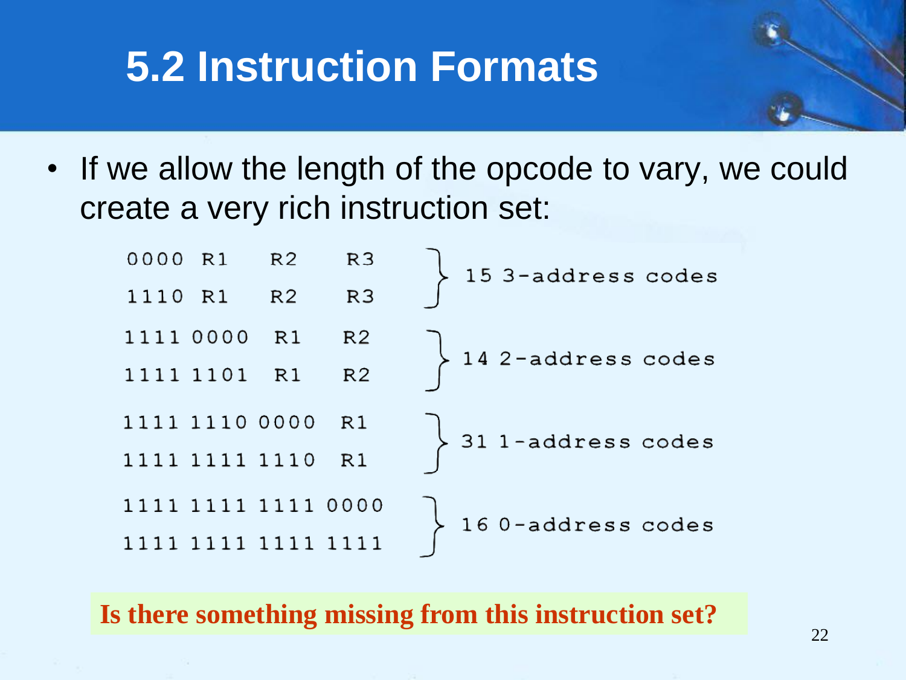# 5.2 Instruction Formats

- If we allow the length of the opcode to vary, we could create a very rich instruction set:

```
0000 R1   R2   R3   }
1110 R1   R2   R3   } 15 3-address codes

1111 0000 R1   R2   }
1111 1101 R1   R2   } 14 2-address codes

1111 1110 0000 R1   }
1111 1111 1110 R1   } 31 1-address codes

1111 1111 1111 0000 }
1111 1111 1111 1111 } 16 0-address codes
```

**Is there something missing from this instruction set?**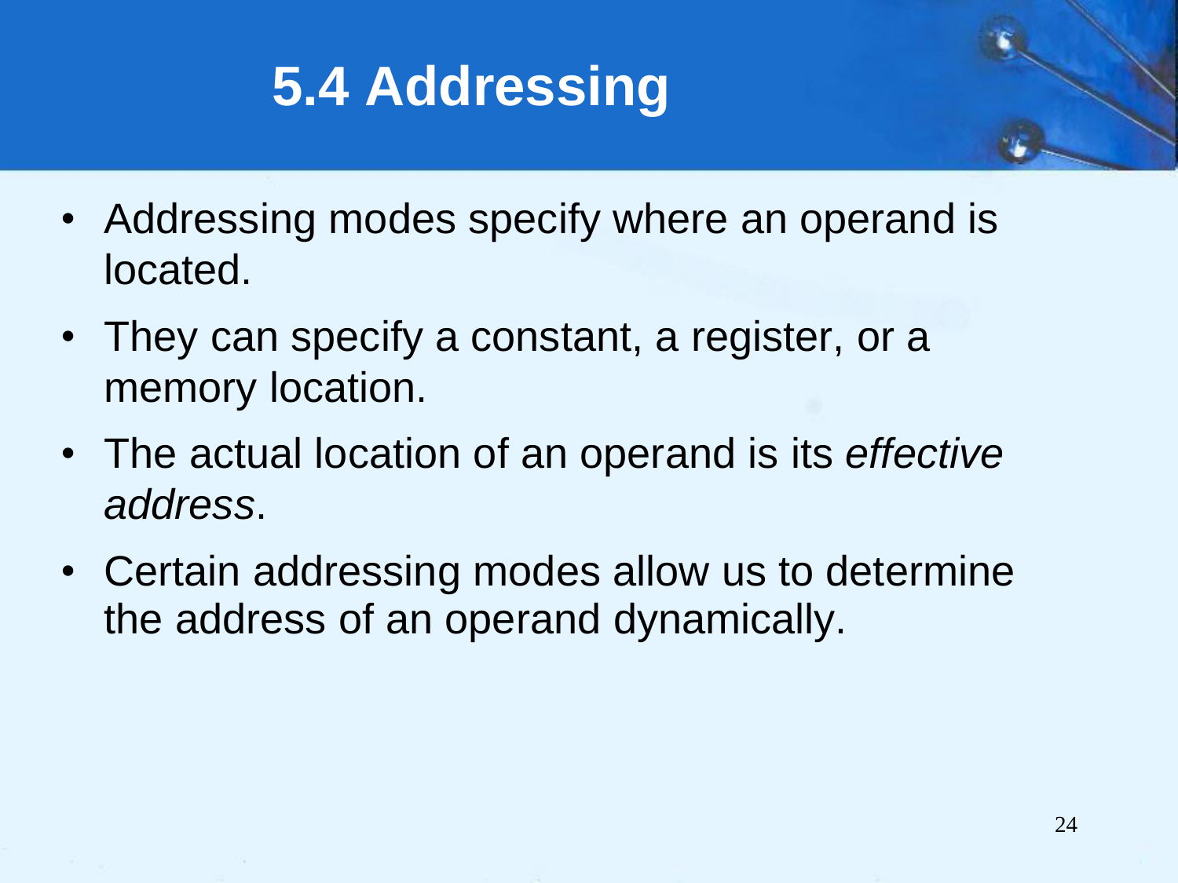# 5.4 Addressing

- Addressing modes specify where an operand is located.
- They can specify a constant, a register, or a memory location.
- The actual location of an operand is its *effective address*.
- Certain addressing modes allow us to determine the address of an operand dynamically.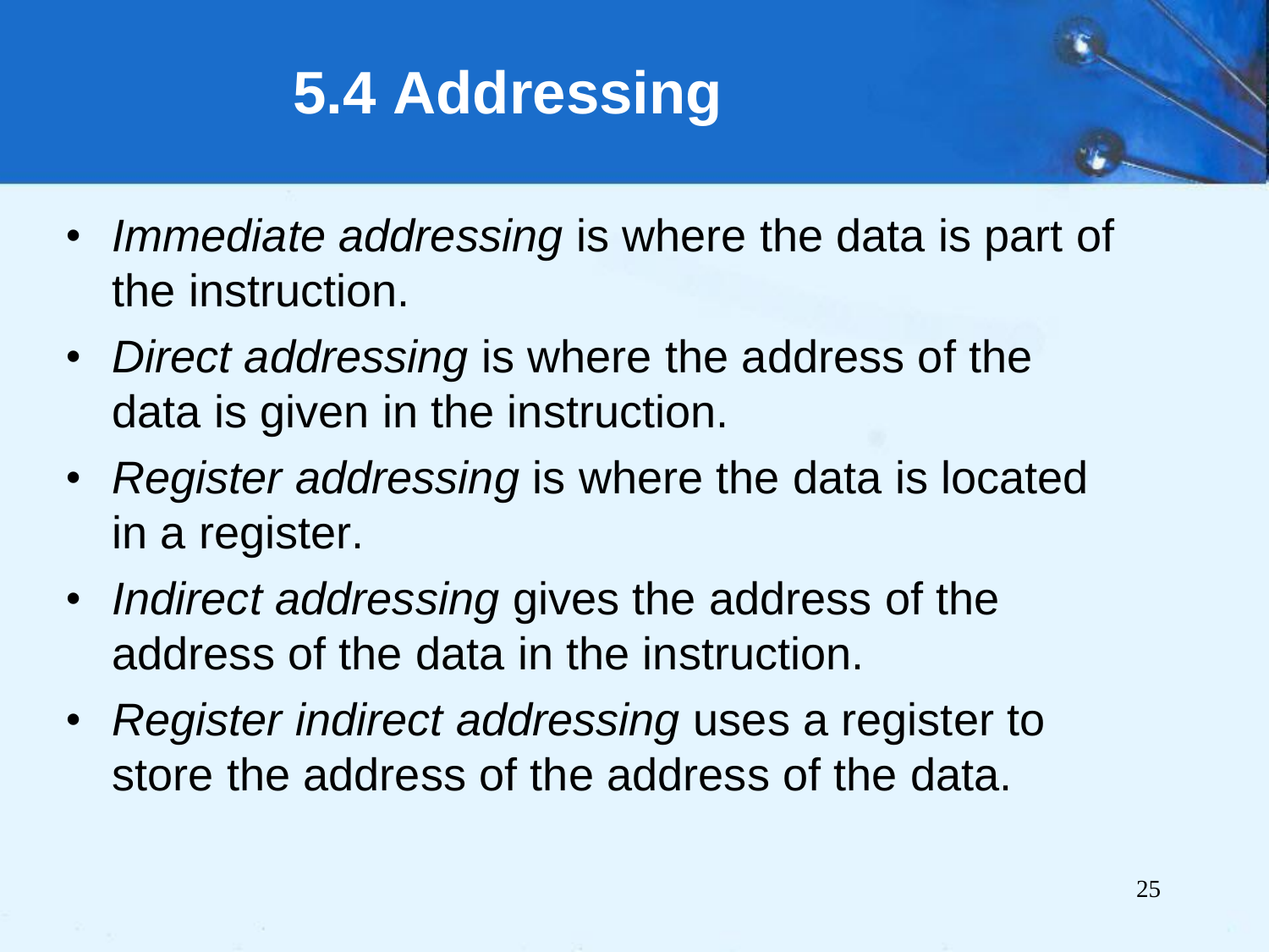# 5.4 Addressing

- *Immediate addressing* is where the data is part of the instruction.
- *Direct addressing* is where the address of the data is given in the instruction.
- *Register addressing* is where the data is located in a register.
- *Indirect addressing* gives the address of the address of the data in the instruction.
- *Register indirect addressing* uses a register to store the address of the address of the data.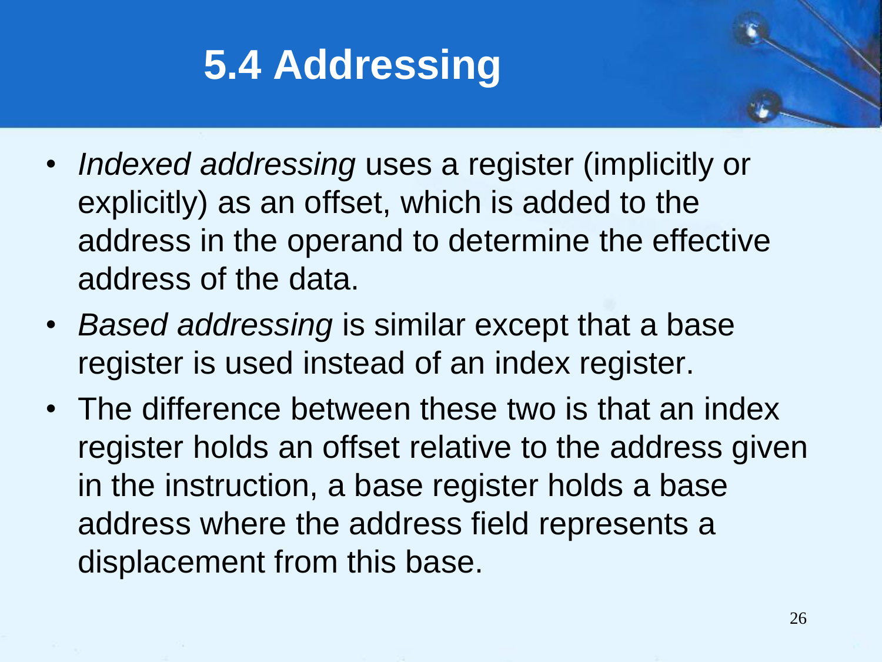# 5.4 Addressing

- *Indexed addressing* uses a register (implicitly or explicitly) as an offset, which is added to the address in the operand to determine the effective address of the data.
- *Based addressing* is similar except that a base register is used instead of an index register.
- The difference between these two is that an index register holds an offset relative to the address given in the instruction, a base register holds a base address where the address field represents a displacement from this base.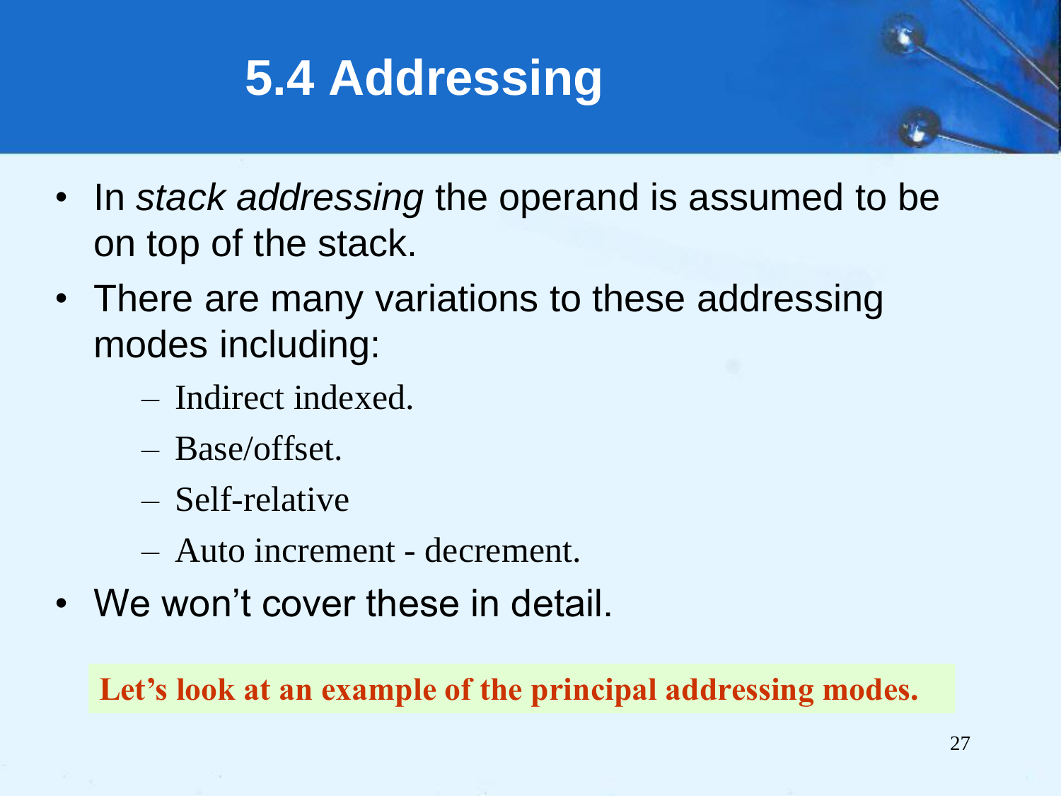# 5.4 Addressing

- In *stack addressing* the operand is assumed to be on top of the stack.
- There are many variations to these addressing modes including:
  - Indirect indexed.
  - Base/offset.
  - Self-relative
  - Auto increment - decrement.
- We won't cover these in detail.

**Let's look at an example of the principal addressing modes.**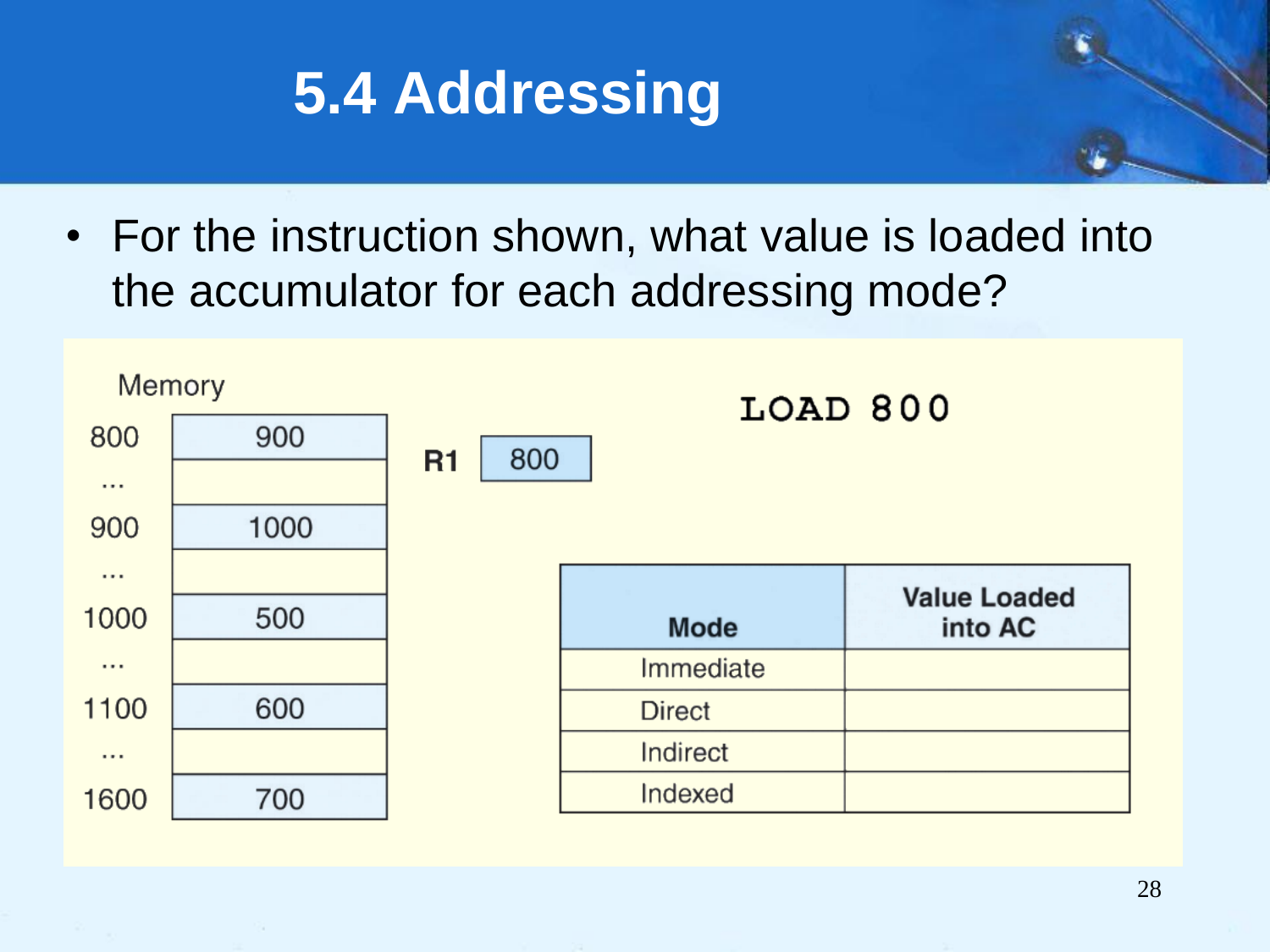# 5.4 Addressing

- For the instruction shown, what value is loaded into the accumulator for each addressing mode?

Memory

| Address | Value |
|---|---|
| 800 | 900 |
| ... | |
| 900 | 1000 |
| ... | |
| 1000 | 500 |
| ... | |
| 1100 | 600 |
| ... | |
| 1600 | 700 |

**R1** 800

```
LOAD 800
```

| **Mode** | **Value Loaded into AC** |
|---|---|
| Immediate | |
| Direct | |
| Indirect | |
| Indexed | |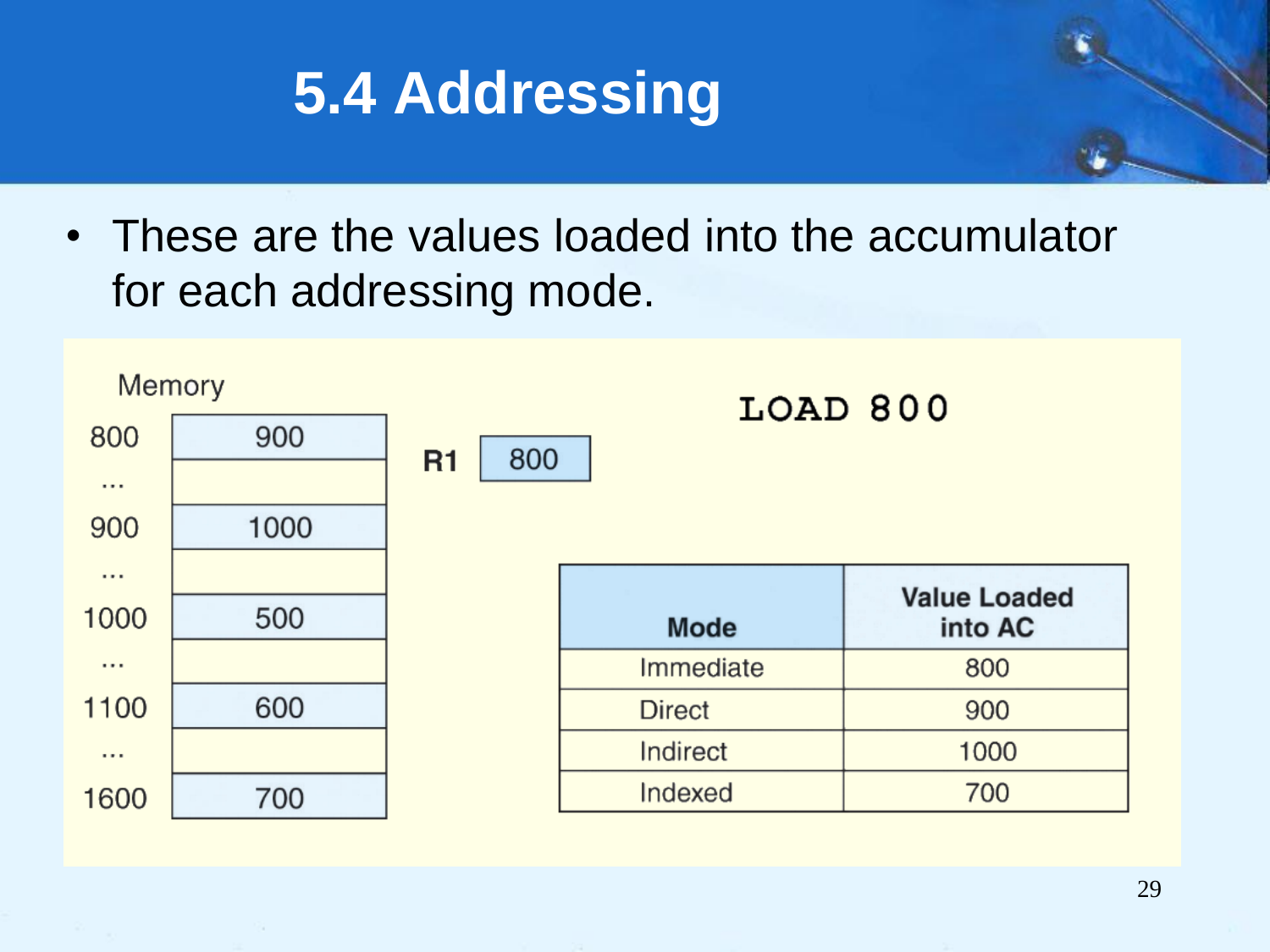# 5.4 Addressing

- These are the values loaded into the accumulator for each addressing mode.

Memory

| Address | Value |
|---|---|
| 800 | 900 |
| ... | |
| 900 | 1000 |
| ... | |
| 1000 | 500 |
| ... | |
| 1100 | 600 |
| ... | |
| 1600 | 700 |

**R1** 800

```
LOAD 800
```

| Mode | Value Loaded into AC |
|---|---|
| Immediate | 800 |
| Direct | 900 |
| Indirect | 1000 |
| Indexed | 700 |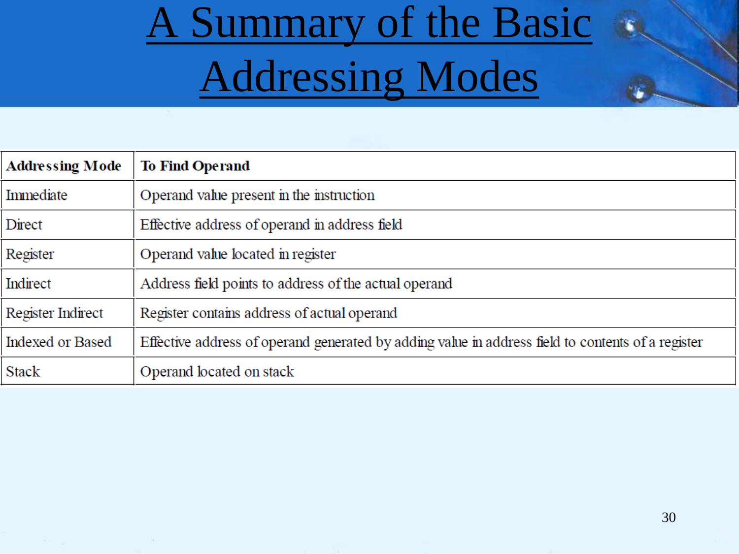# A Summary of the Basic Addressing Modes

| Addressing Mode | To Find Operand |
|---|---|
| Immediate | Operand value present in the instruction |
| Direct | Effective address of operand in address field |
| Register | Operand value located in register |
| Indirect | Address field points to address of the actual operand |
| Register Indirect | Register contains address of actual operand |
| Indexed or Based | Effective address of operand generated by adding value in address field to contents of a register |
| Stack | Operand located on stack |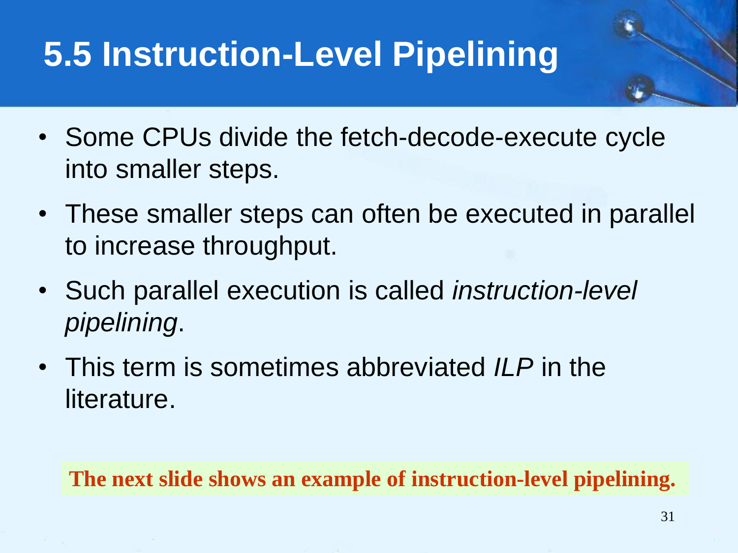# 5.5 Instruction-Level Pipelining

- Some CPUs divide the fetch-decode-execute cycle into smaller steps.
- These smaller steps can often be executed in parallel to increase throughput.
- Such parallel execution is called *instruction-level pipelining*.
- This term is sometimes abbreviated *ILP* in the literature.

**The next slide shows an example of instruction-level pipelining.**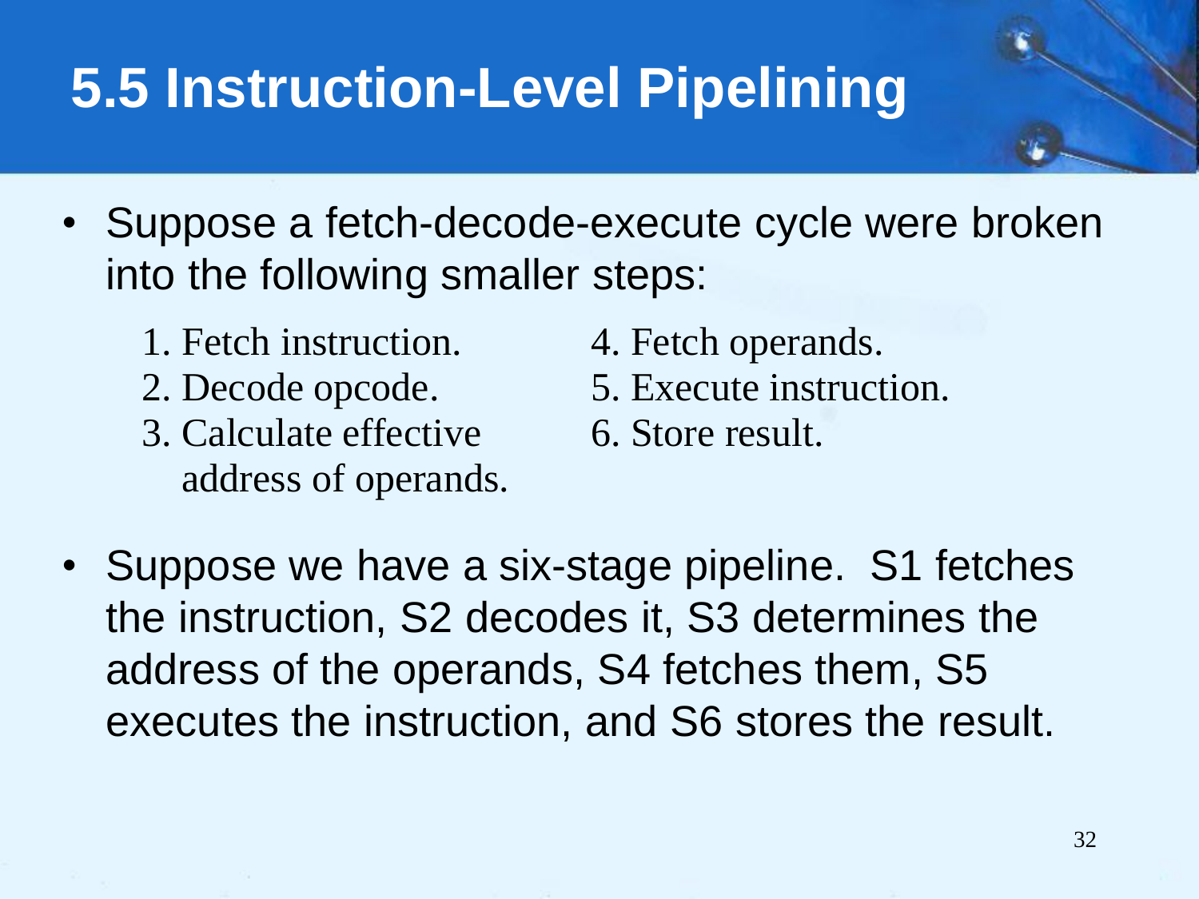# 5.5 Instruction-Level Pipelining

- Suppose a fetch-decode-execute cycle were broken into the following smaller steps:

  1. Fetch instruction.
  2. Decode opcode.
  3. Calculate effective address of operands.
  4. Fetch operands.
  5. Execute instruction.
  6. Store result.

- Suppose we have a six-stage pipeline. S1 fetches the instruction, S2 decodes it, S3 determines the address of the operands, S4 fetches them, S5 executes the instruction, and S6 stores the result.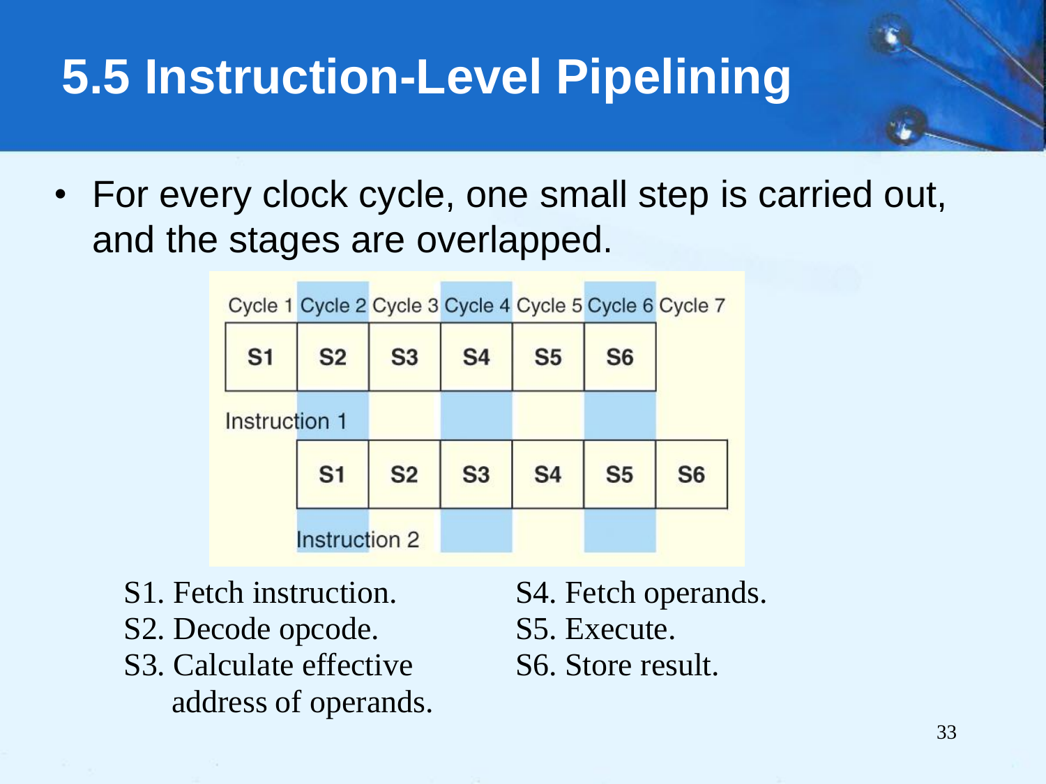# 5.5 Instruction-Level Pipelining

- For every clock cycle, one small step is carried out, and the stages are overlapped.

| | Cycle 1 | Cycle 2 | Cycle 3 | Cycle 4 | Cycle 5 | Cycle 6 | Cycle 7 |
|---|---|---|---|---|---|---|---|
| Instruction 1 | S1 | S2 | S3 | S4 | S5 | S6 | |
| Instruction 2 | | S1 | S2 | S3 | S4 | S5 | S6 |

S1. Fetch instruction.
S2. Decode opcode.
S3. Calculate effective address of operands.
S4. Fetch operands.
S5. Execute.
S6. Store result.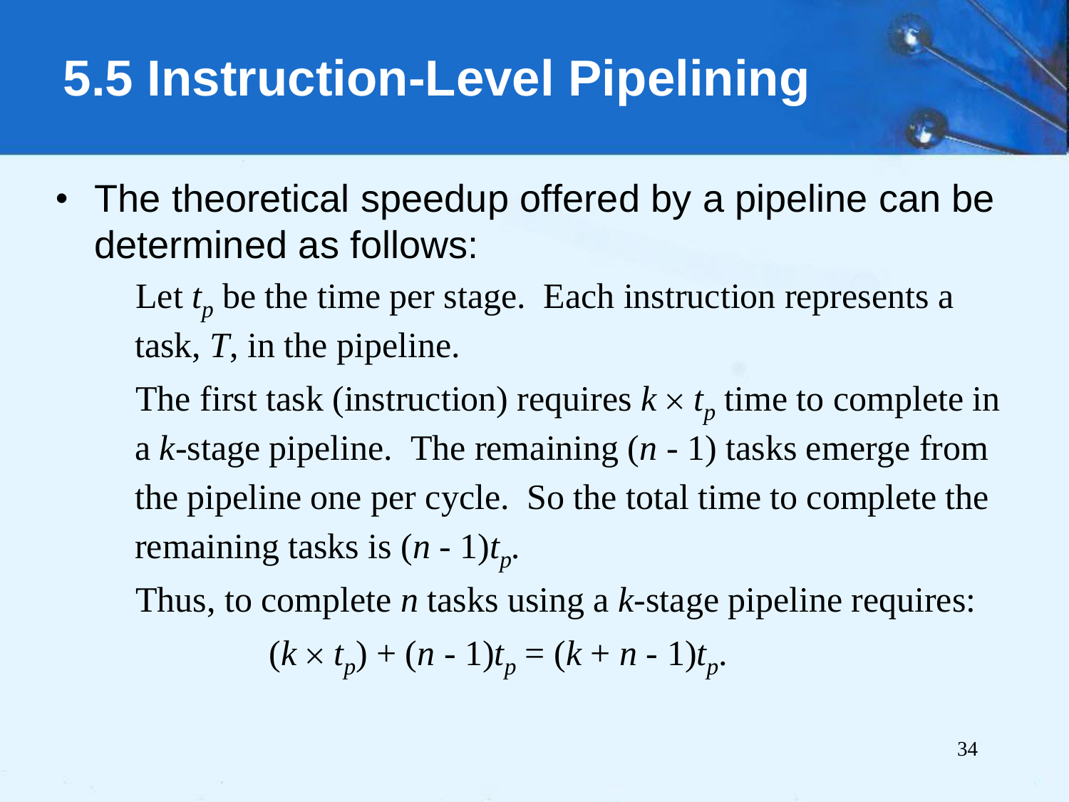# 5.5 Instruction-Level Pipelining

- The theoretical speedup offered by a pipeline can be determined as follows:

  Let $t_p$ be the time per stage. Each instruction represents a task, $T$, in the pipeline.

  The first task (instruction) requires $k \times t_p$ time to complete in a $k$-stage pipeline. The remaining $(n - 1)$ tasks emerge from the pipeline one per cycle. So the total time to complete the remaining tasks is $(n - 1)t_p$.

  Thus, to complete $n$ tasks using a $k$-stage pipeline requires:

$$(k \times t_p) + (n - 1)t_p = (k + n - 1)t_p.$$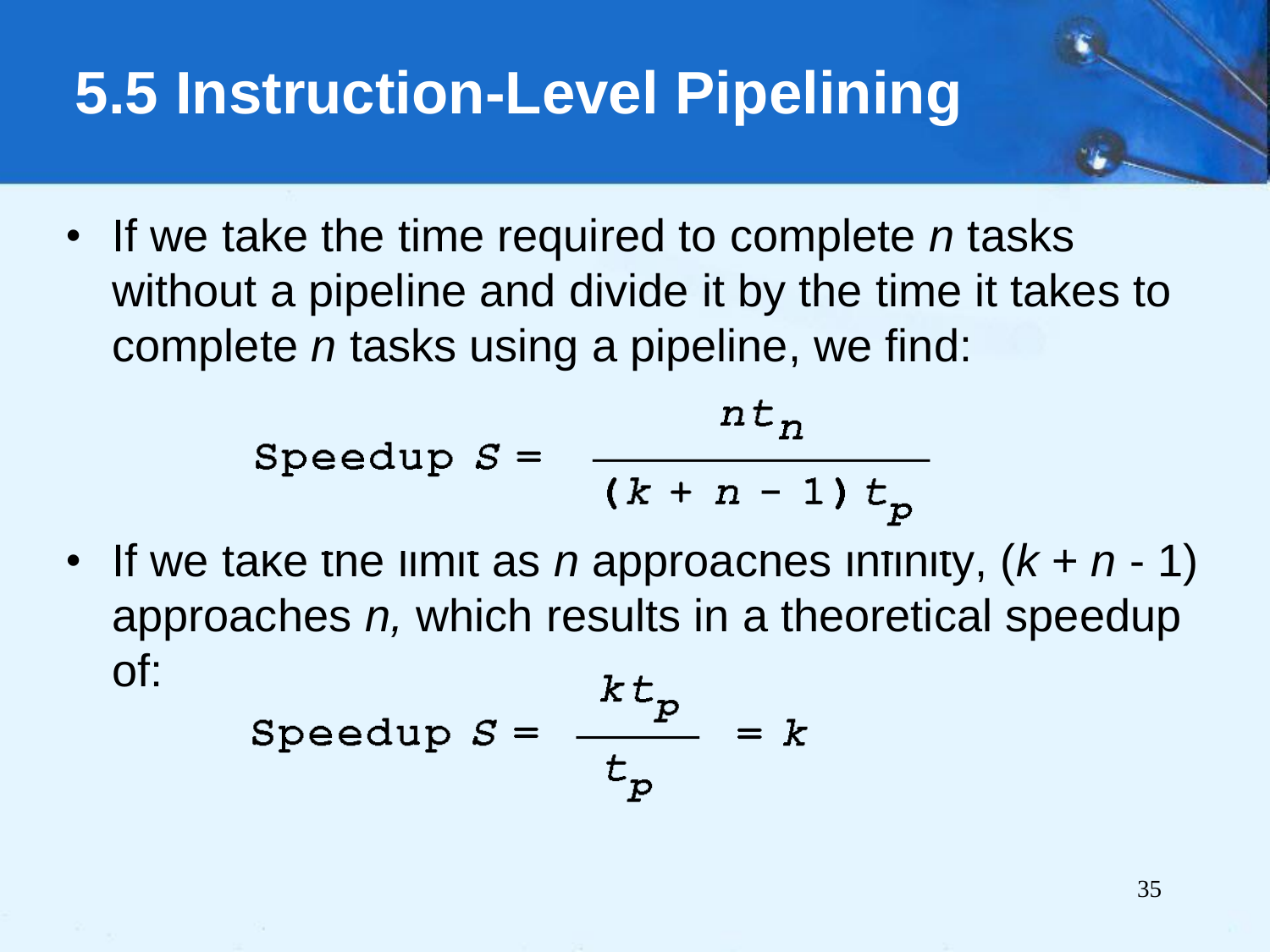# 5.5 Instruction-Level Pipelining

- If we take the time required to complete $n$ tasks without a pipeline and divide it by the time it takes to complete $n$ tasks using a pipeline, we find:

$$\text{Speedup } S = \frac{n t_n}{(k + n - 1)\, t_p}$$

- If we take the limit as $n$ approaches infinity, $(k + n - 1)$ approaches $n$, which results in a theoretical speedup of:

$$\text{Speedup } S = \frac{k t_p}{t_p} = k$$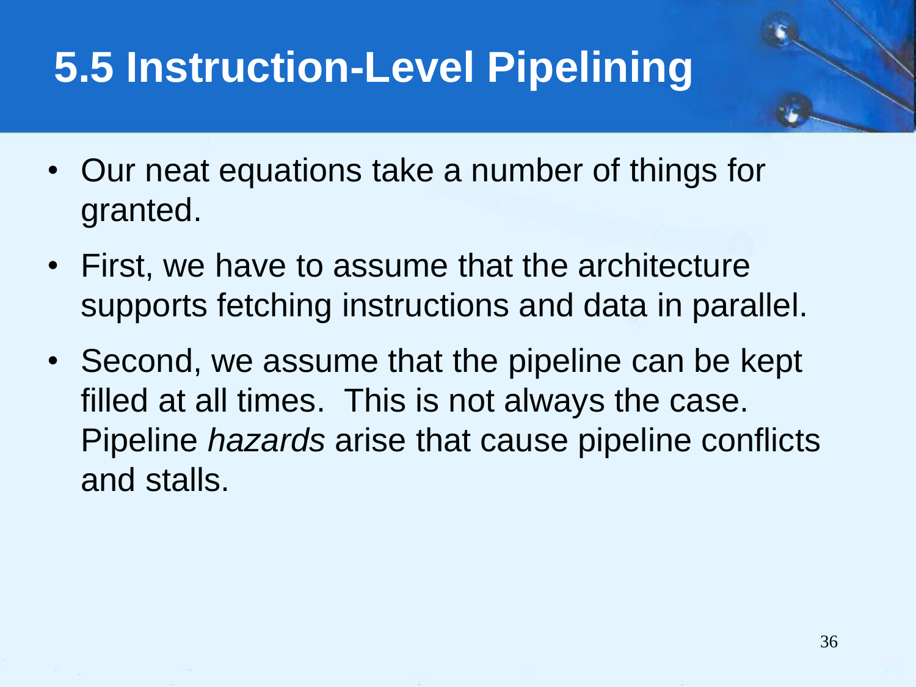# 5.5 Instruction-Level Pipelining

- Our neat equations take a number of things for granted.
- First, we have to assume that the architecture supports fetching instructions and data in parallel.
- Second, we assume that the pipeline can be kept filled at all times. This is not always the case. Pipeline *hazards* arise that cause pipeline conflicts and stalls.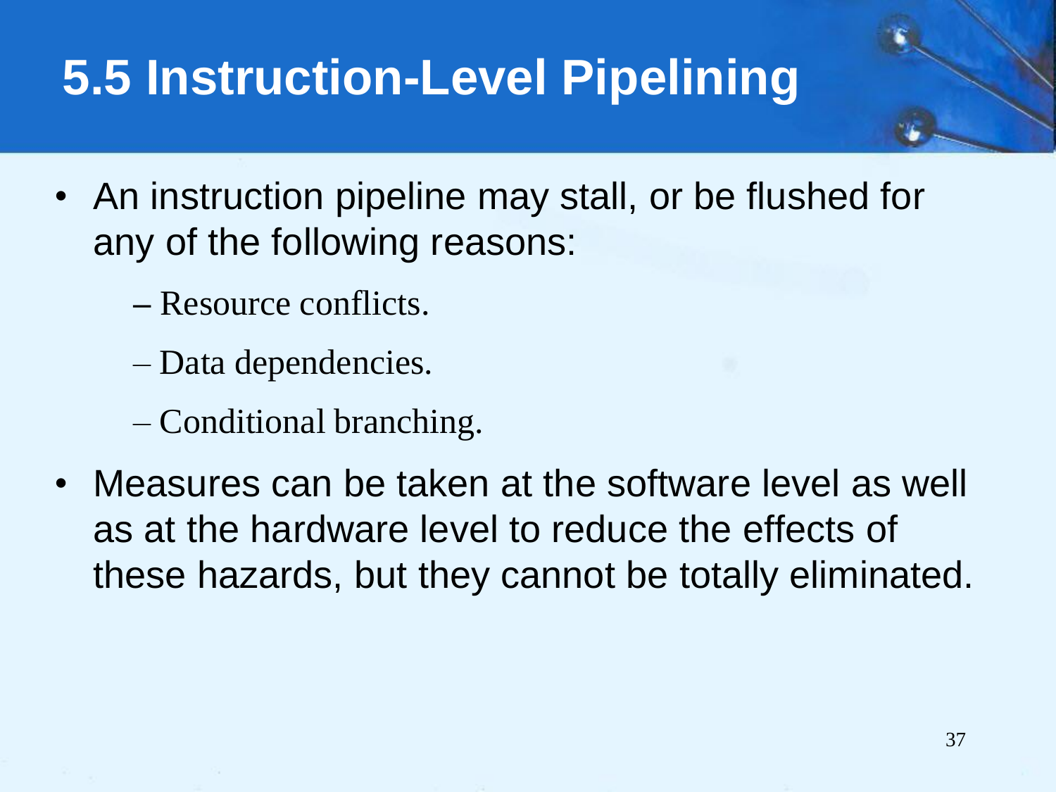# 5.5 Instruction-Level Pipelining

- An instruction pipeline may stall, or be flushed for any of the following reasons:
  - Resource conflicts.
  - Data dependencies.
  - Conditional branching.
- Measures can be taken at the software level as well as at the hardware level to reduce the effects of these hazards, but they cannot be totally eliminated.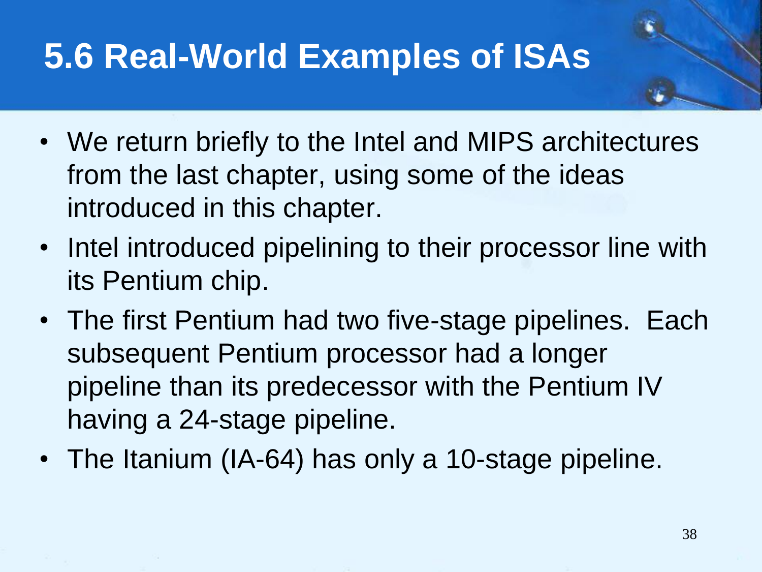# 5.6 Real-World Examples of ISAs

- We return briefly to the Intel and MIPS architectures from the last chapter, using some of the ideas introduced in this chapter.
- Intel introduced pipelining to their processor line with its Pentium chip.
- The first Pentium had two five-stage pipelines. Each subsequent Pentium processor had a longer pipeline than its predecessor with the Pentium IV having a 24-stage pipeline.
- The Itanium (IA-64) has only a 10-stage pipeline.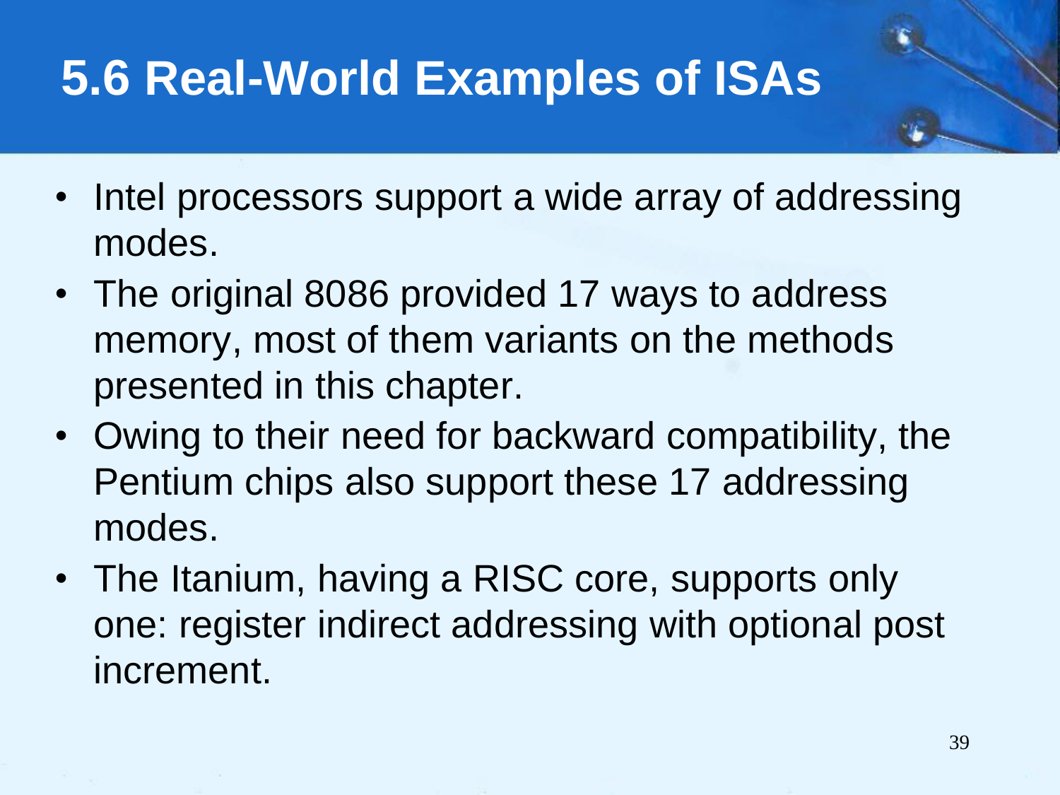# 5.6 Real-World Examples of ISAs

- Intel processors support a wide array of addressing modes.
- The original 8086 provided 17 ways to address memory, most of them variants on the methods presented in this chapter.
- Owing to their need for backward compatibility, the Pentium chips also support these 17 addressing modes.
- The Itanium, having a RISC core, supports only one: register indirect addressing with optional post increment.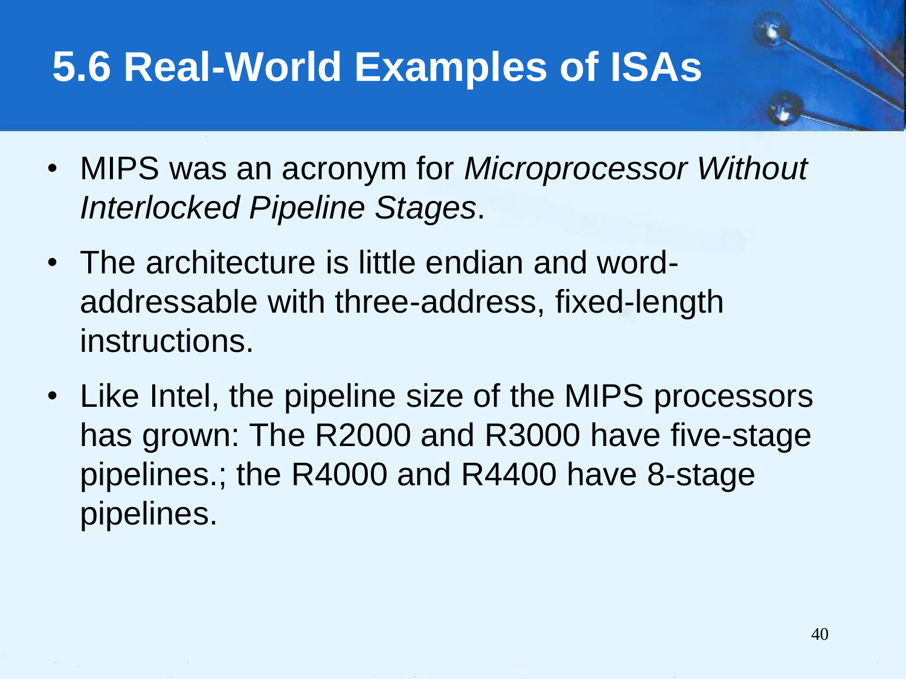# 5.6 Real-World Examples of ISAs

- MIPS was an acronym for *Microprocessor Without Interlocked Pipeline Stages*.
- The architecture is little endian and word-addressable with three-address, fixed-length instructions.
- Like Intel, the pipeline size of the MIPS processors has grown: The R2000 and R3000 have five-stage pipelines.; the R4000 and R4400 have 8-stage pipelines.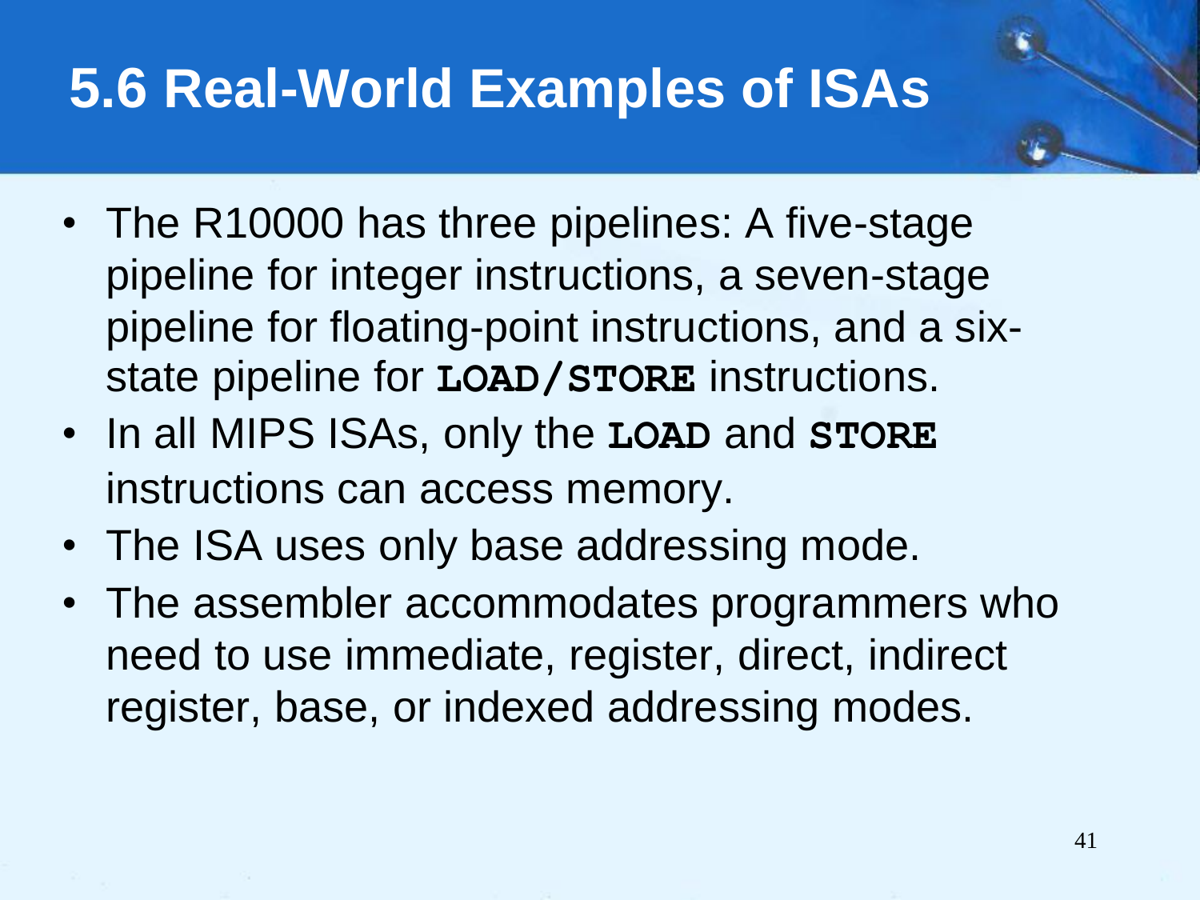# 5.6 Real-World Examples of ISAs

- The R10000 has three pipelines: A five-stage pipeline for integer instructions, a seven-stage pipeline for floating-point instructions, and a six-state pipeline for **`LOAD/STORE`** instructions.
- In all MIPS ISAs, only the **`LOAD`** and **`STORE`** instructions can access memory.
- The ISA uses only base addressing mode.
- The assembler accommodates programmers who need to use immediate, register, direct, indirect register, base, or indexed addressing modes.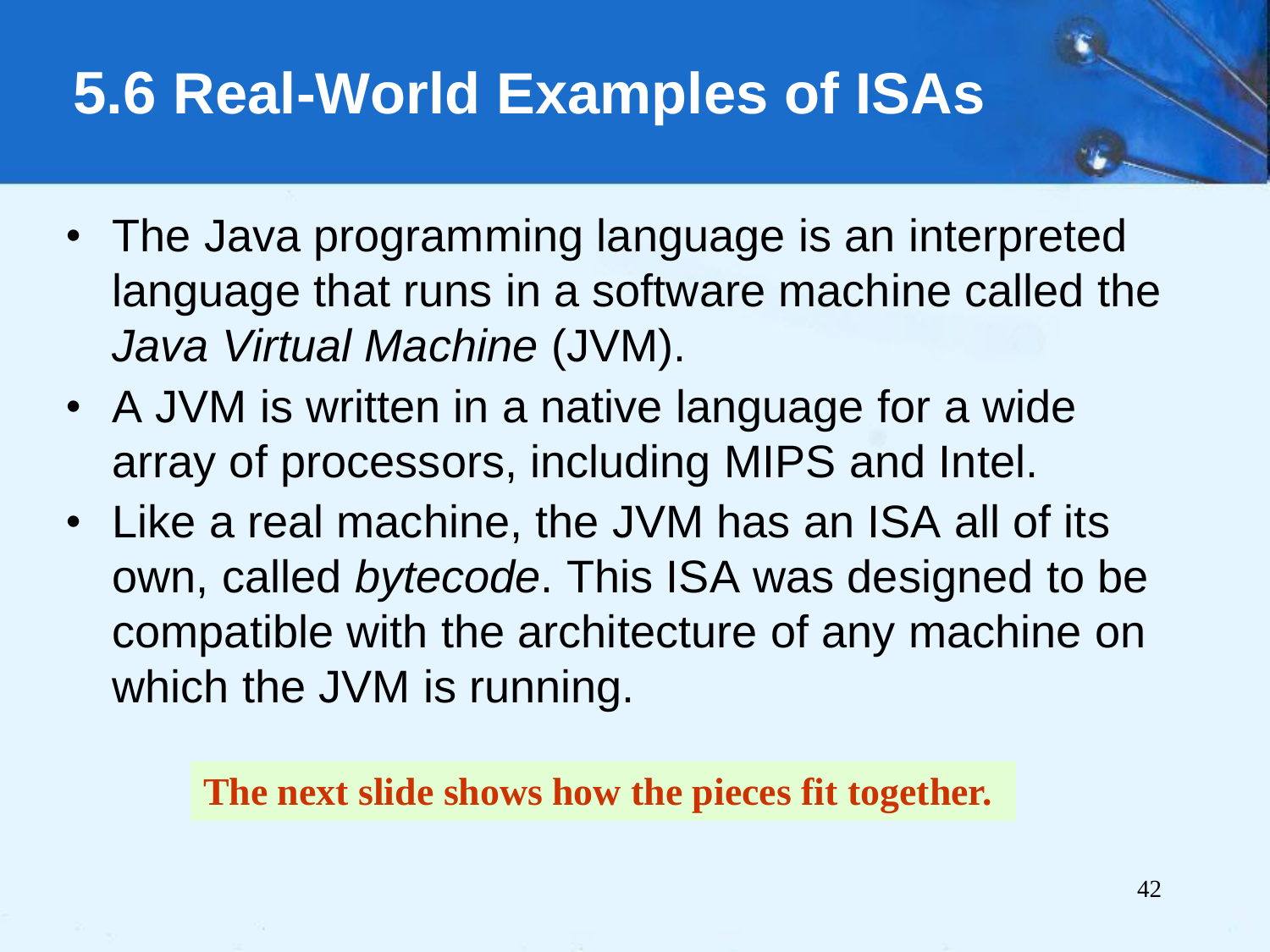# 5.6 Real-World Examples of ISAs

- The Java programming language is an interpreted language that runs in a software machine called the *Java Virtual Machine* (JVM).
- A JVM is written in a native language for a wide array of processors, including MIPS and Intel.
- Like a real machine, the JVM has an ISA all of its own, called *bytecode*. This ISA was designed to be compatible with the architecture of any machine on which the JVM is running.

**The next slide shows how the pieces fit together.**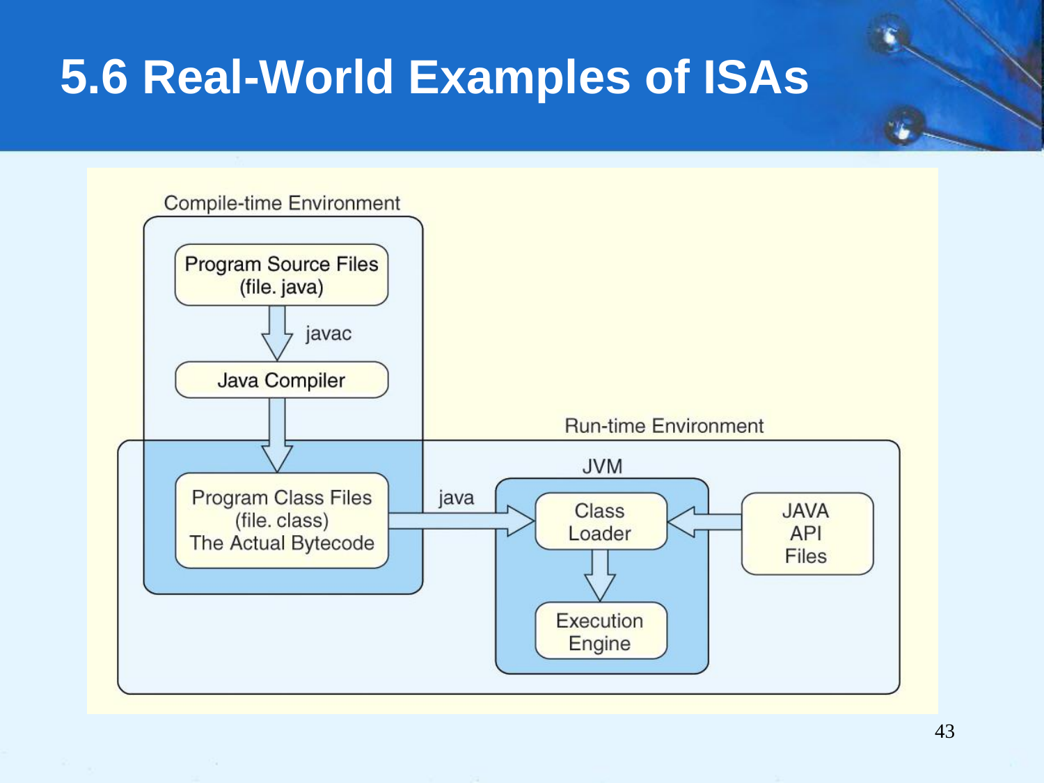# 5.6 Real-World Examples of ISAs

Compile-time Environment

Program Source Files (file. java)

javac

Java Compiler

Run-time Environment

Program Class Files (file. class) The Actual Bytecode

java

JVM

Class Loader

Execution Engine

JAVA API Files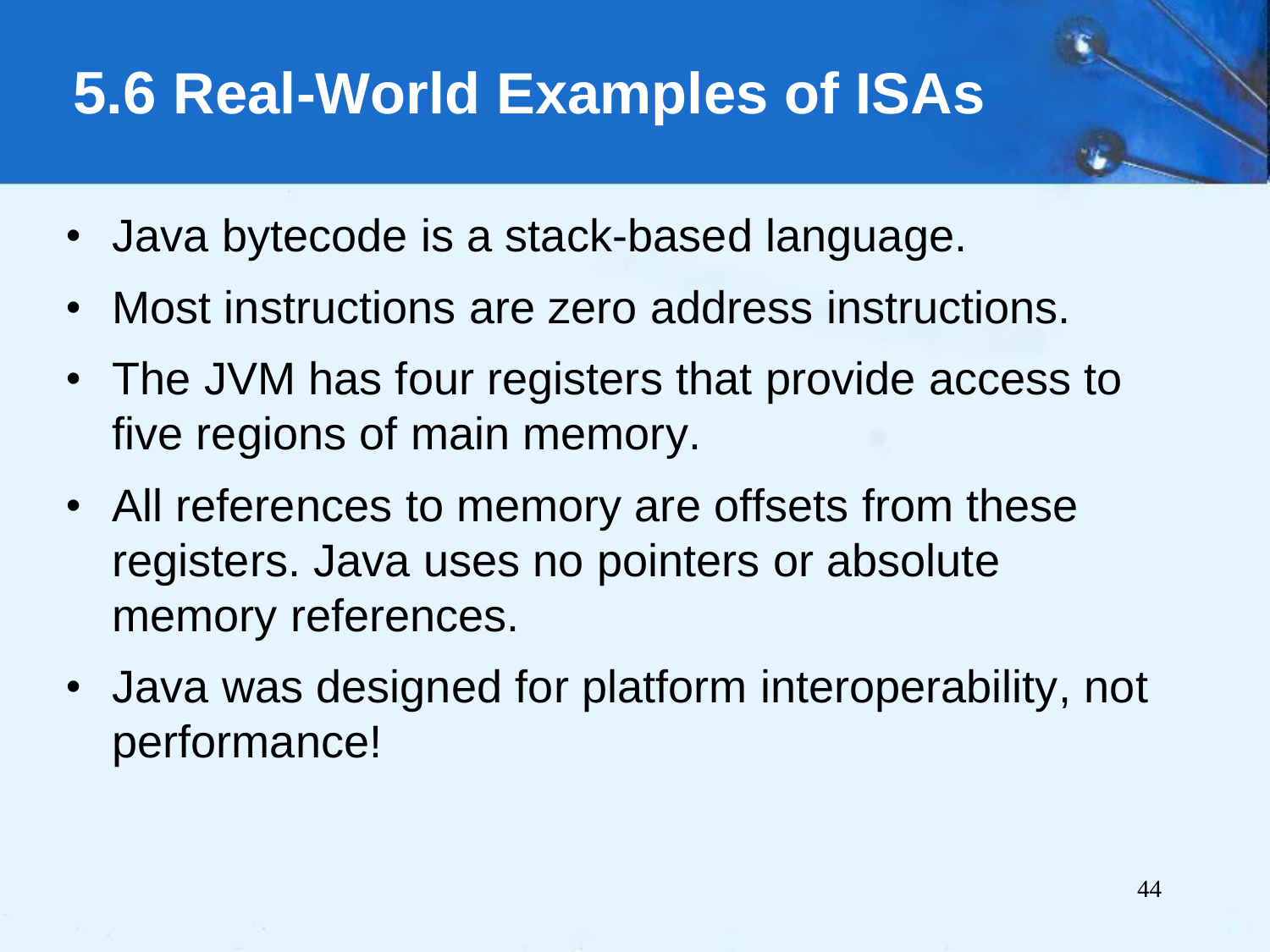# 5.6 Real-World Examples of ISAs

- Java bytecode is a stack-based language.
- Most instructions are zero address instructions.
- The JVM has four registers that provide access to five regions of main memory.
- All references to memory are offsets from these registers. Java uses no pointers or absolute memory references.
- Java was designed for platform interoperability, not performance!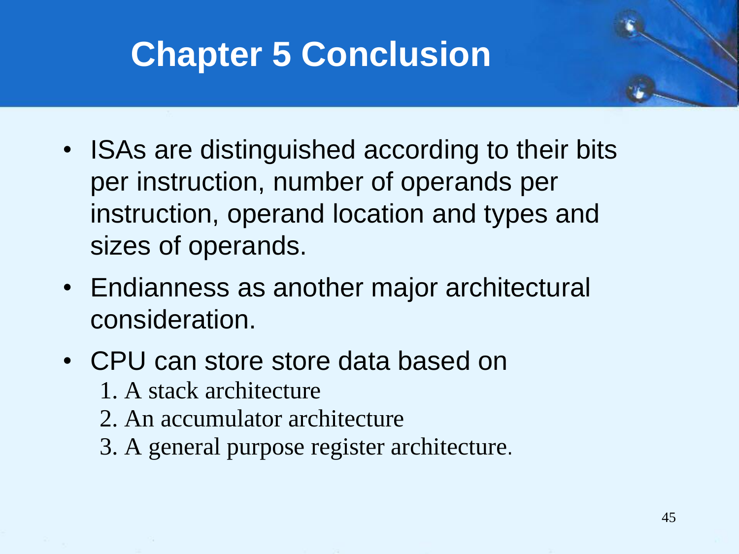# Chapter 5 Conclusion

- ISAs are distinguished according to their bits per instruction, number of operands per instruction, operand location and types and sizes of operands.
- Endianness as another major architectural consideration.
- CPU can store store data based on
  1. A stack architecture
  2. An accumulator architecture
  3. A general purpose register architecture.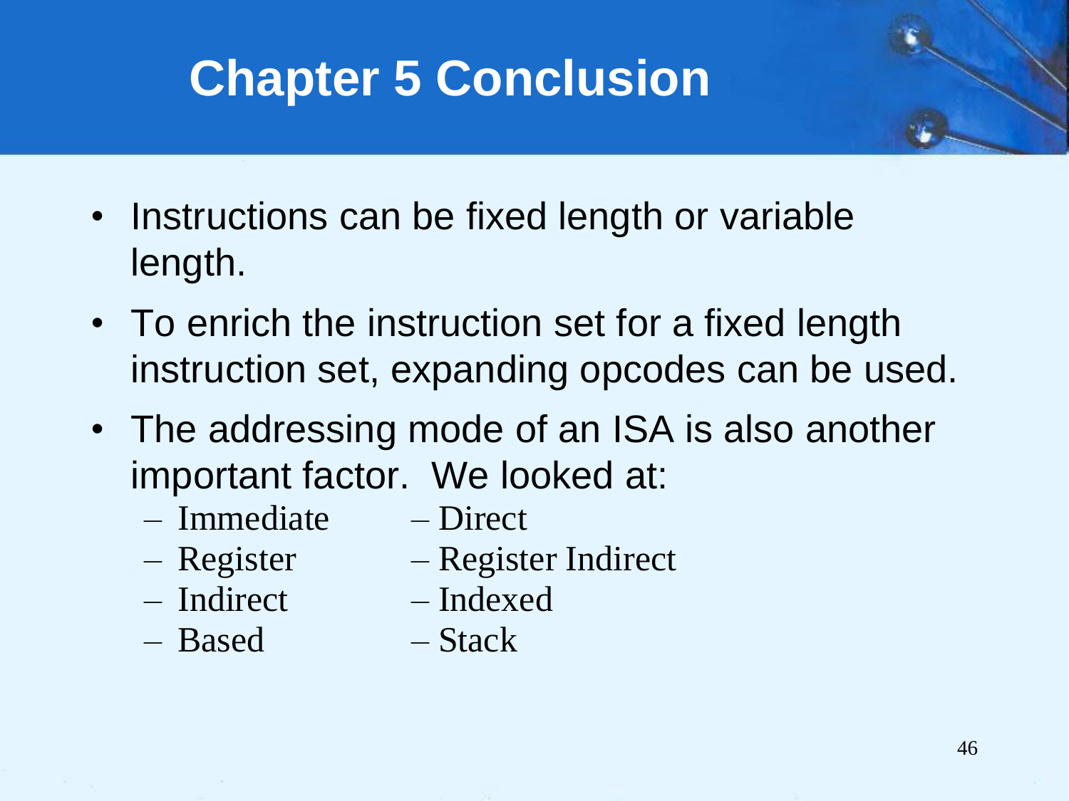# Chapter 5 Conclusion

- Instructions can be fixed length or variable length.
- To enrich the instruction set for a fixed length instruction set, expanding opcodes can be used.
- The addressing mode of an ISA is also another important factor. We looked at:
  - Immediate
  - Direct
  - Register
  - Register Indirect
  - Indirect
  - Indexed
  - Based
  - Stack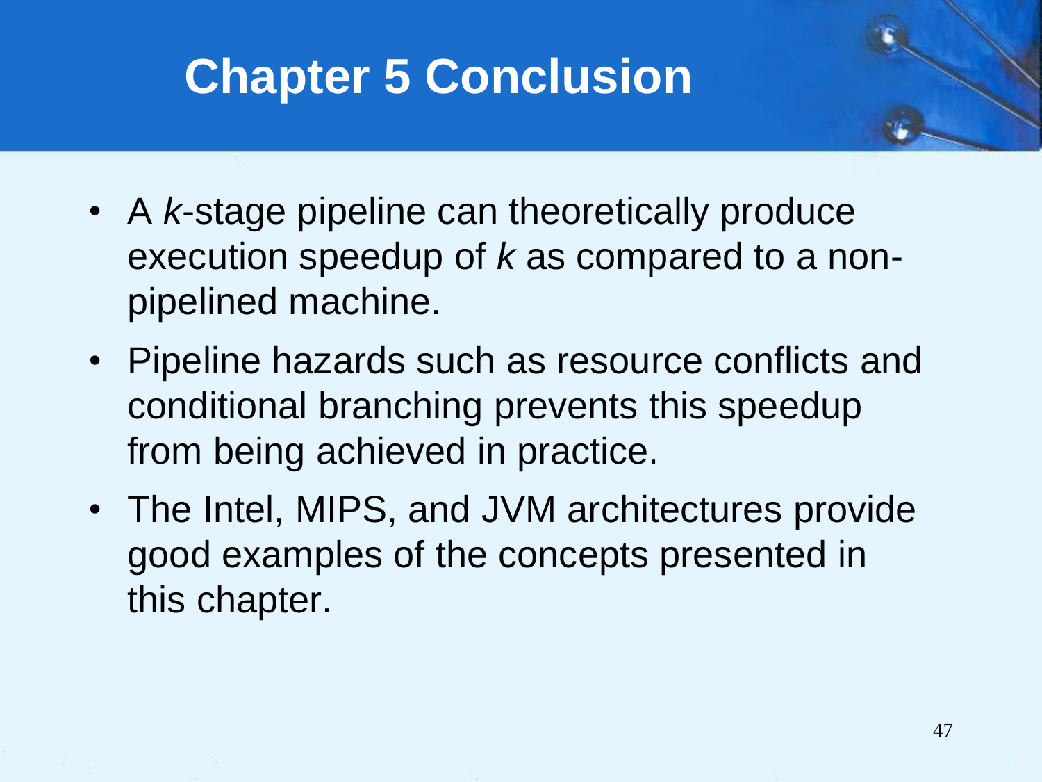# Chapter 5 Conclusion

- A $k$-stage pipeline can theoretically produce execution speedup of $k$ as compared to a non-pipelined machine.
- Pipeline hazards such as resource conflicts and conditional branching prevents this speedup from being achieved in practice.
- The Intel, MIPS, and JVM architectures provide good examples of the concepts presented in this chapter.